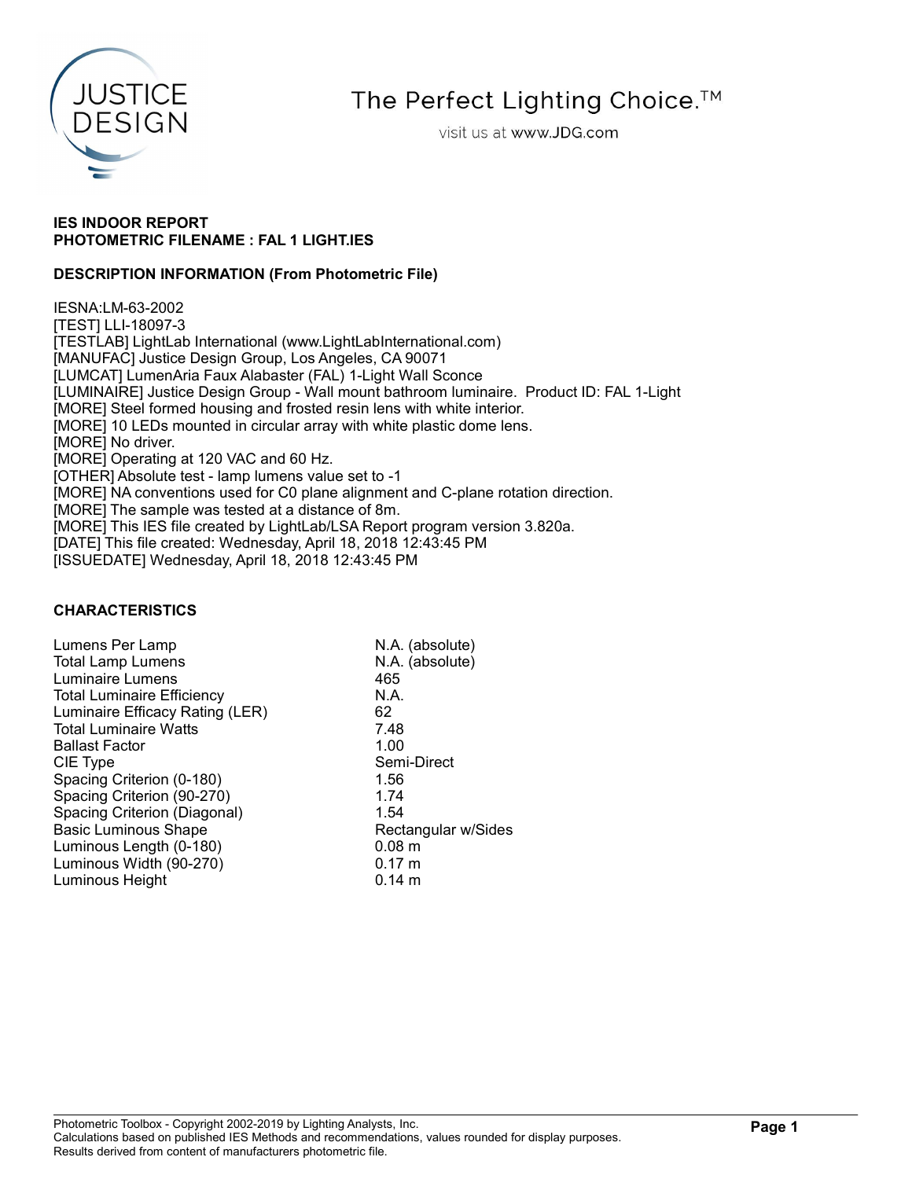The Perfect Lighting Choice.™

visit us at www.JDG.com

**IES INDOOR REPORT**
**PHOTOMETRIC FILENAME : FAL 1 LIGHT.IES**

**DESCRIPTION INFORMATION (From Photometric File)**

IESNA:LM-63-2002
[TEST] LLI-18097-3
[TESTLAB] LightLab International (www.LightLabInternational.com)
[MANUFAC] Justice Design Group, Los Angeles, CA 90071
[LUMCAT] LumenAria Faux Alabaster (FAL) 1-Light Wall Sconce
[LUMINAIRE] Justice Design Group - Wall mount bathroom luminaire. Product ID: FAL 1-Light
[MORE] Steel formed housing and frosted resin lens with white interior.
[MORE] 10 LEDs mounted in circular array with white plastic dome lens.
[MORE] No driver.
[MORE] Operating at 120 VAC and 60 Hz.
[OTHER] Absolute test - lamp lumens value set to -1
[MORE] NA conventions used for C0 plane alignment and C-plane rotation direction.
[MORE] The sample was tested at a distance of 8m.
[MORE] This IES file created by LightLab/LSA Report program version 3.820a.
[DATE] This file created: Wednesday, April 18, 2018 12:43:45 PM
[ISSUEDATE] Wednesday, April 18, 2018 12:43:45 PM

**CHARACTERISTICS**

| | |
|---|---|
| Lumens Per Lamp | N.A. (absolute) |
| Total Lamp Lumens | N.A. (absolute) |
| Luminaire Lumens | 465 |
| Total Luminaire Efficiency | N.A. |
| Luminaire Efficacy Rating (LER) | 62 |
| Total Luminaire Watts | 7.48 |
| Ballast Factor | 1.00 |
| CIE Type | Semi-Direct |
| Spacing Criterion (0-180) | 1.56 |
| Spacing Criterion (90-270) | 1.74 |
| Spacing Criterion (Diagonal) | 1.54 |
| Basic Luminous Shape | Rectangular w/Sides |
| Luminous Length (0-180) | 0.08 m |
| Luminous Width (90-270) | 0.17 m |
| Luminous Height | 0.14 m |

Photometric Toolbox - Copyright 2002-2019 by Lighting Analysts, Inc.
Calculations based on published IES Methods and recommendations, values rounded for display purposes.
Results derived from content of manufacturers photometric file.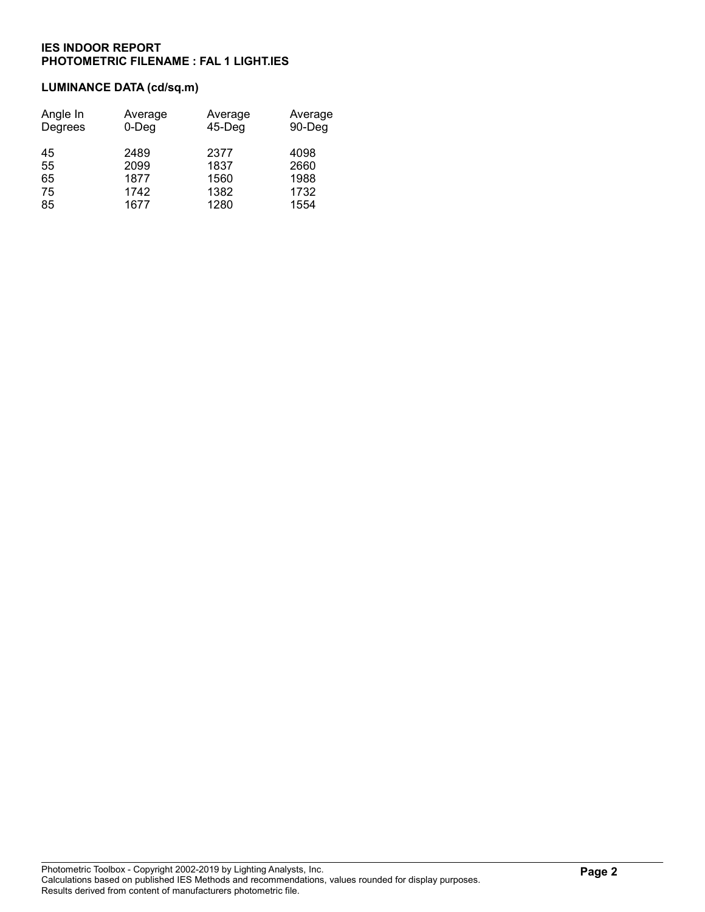**IES INDOOR REPORT**
**PHOTOMETRIC FILENAME : FAL 1 LIGHT.IES**

**LUMINANCE DATA (cd/sq.m)**

| Angle In Degrees | Average 0-Deg | Average 45-Deg | Average 90-Deg |
|---|---|---|---|
| 45 | 2489 | 2377 | 4098 |
| 55 | 2099 | 1837 | 2660 |
| 65 | 1877 | 1560 | 1988 |
| 75 | 1742 | 1382 | 1732 |
| 85 | 1677 | 1280 | 1554 |

Photometric Toolbox - Copyright 2002-2019 by Lighting Analysts, Inc.
Calculations based on published IES Methods and recommendations, values rounded for display purposes.
Results derived from content of manufacturers photometric file.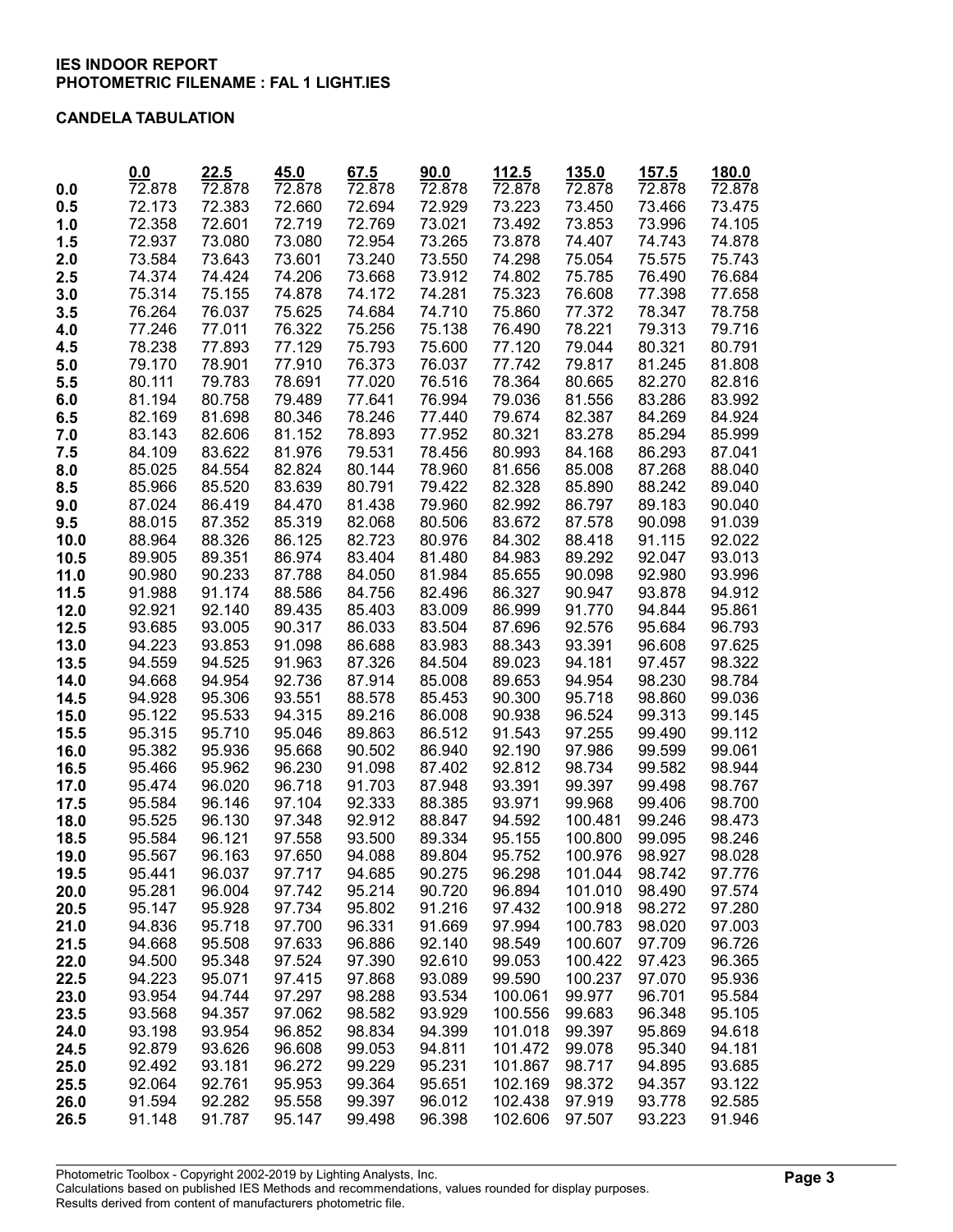**IES INDOOR REPORT**
**PHOTOMETRIC FILENAME : FAL 1 LIGHT.IES**

**CANDELA TABULATION**

| | 0.0 | 22.5 | 45.0 | 67.5 | 90.0 | 112.5 | 135.0 | 157.5 | 180.0 |
|---|---|---|---|---|---|---|---|---|---|
| **0.0** | 72.878 | 72.878 | 72.878 | 72.878 | 72.878 | 72.878 | 72.878 | 72.878 | 72.878 |
| **0.5** | 72.173 | 72.383 | 72.660 | 72.694 | 72.929 | 73.223 | 73.450 | 73.466 | 73.475 |
| **1.0** | 72.358 | 72.601 | 72.719 | 72.769 | 73.021 | 73.492 | 73.853 | 73.996 | 74.105 |
| **1.5** | 72.937 | 73.080 | 73.080 | 72.954 | 73.265 | 73.878 | 74.407 | 74.743 | 74.878 |
| **2.0** | 73.584 | 73.643 | 73.601 | 73.240 | 73.550 | 74.298 | 75.054 | 75.575 | 75.743 |
| **2.5** | 74.374 | 74.424 | 74.206 | 73.668 | 73.912 | 74.802 | 75.785 | 76.490 | 76.684 |
| **3.0** | 75.314 | 75.155 | 74.878 | 74.172 | 74.281 | 75.323 | 76.608 | 77.398 | 77.658 |
| **3.5** | 76.264 | 76.037 | 75.625 | 74.684 | 74.710 | 75.860 | 77.372 | 78.347 | 78.758 |
| **4.0** | 77.246 | 77.011 | 76.322 | 75.256 | 75.138 | 76.490 | 78.221 | 79.313 | 79.716 |
| **4.5** | 78.238 | 77.893 | 77.129 | 75.793 | 75.600 | 77.120 | 79.044 | 80.321 | 80.791 |
| **5.0** | 79.170 | 78.901 | 77.910 | 76.373 | 76.037 | 77.742 | 79.817 | 81.245 | 81.808 |
| **5.5** | 80.111 | 79.783 | 78.691 | 77.020 | 76.516 | 78.364 | 80.665 | 82.270 | 82.816 |
| **6.0** | 81.194 | 80.758 | 79.489 | 77.641 | 76.994 | 79.036 | 81.556 | 83.286 | 83.992 |
| **6.5** | 82.169 | 81.698 | 80.346 | 78.246 | 77.440 | 79.674 | 82.387 | 84.269 | 84.924 |
| **7.0** | 83.143 | 82.606 | 81.152 | 78.893 | 77.952 | 80.321 | 83.278 | 85.294 | 85.999 |
| **7.5** | 84.109 | 83.622 | 81.976 | 79.531 | 78.456 | 80.993 | 84.168 | 86.293 | 87.041 |
| **8.0** | 85.025 | 84.554 | 82.824 | 80.144 | 78.960 | 81.656 | 85.008 | 87.268 | 88.040 |
| **8.5** | 85.966 | 85.520 | 83.639 | 80.791 | 79.422 | 82.328 | 85.890 | 88.242 | 89.040 |
| **9.0** | 87.024 | 86.419 | 84.470 | 81.438 | 79.960 | 82.992 | 86.797 | 89.183 | 90.040 |
| **9.5** | 88.015 | 87.352 | 85.319 | 82.068 | 80.506 | 83.672 | 87.578 | 90.098 | 91.039 |
| **10.0** | 88.964 | 88.326 | 86.125 | 82.723 | 80.976 | 84.302 | 88.418 | 91.115 | 92.022 |
| **10.5** | 89.905 | 89.351 | 86.974 | 83.404 | 81.480 | 84.983 | 89.292 | 92.047 | 93.013 |
| **11.0** | 90.980 | 90.233 | 87.788 | 84.050 | 81.984 | 85.655 | 90.098 | 92.980 | 93.996 |
| **11.5** | 91.988 | 91.174 | 88.586 | 84.756 | 82.496 | 86.327 | 90.947 | 93.878 | 94.912 |
| **12.0** | 92.921 | 92.140 | 89.435 | 85.403 | 83.009 | 86.999 | 91.770 | 94.844 | 95.861 |
| **12.5** | 93.685 | 93.005 | 90.317 | 86.033 | 83.504 | 87.696 | 92.576 | 95.684 | 96.793 |
| **13.0** | 94.223 | 93.853 | 91.098 | 86.688 | 83.983 | 88.343 | 93.391 | 96.608 | 97.625 |
| **13.5** | 94.559 | 94.525 | 91.963 | 87.326 | 84.504 | 89.023 | 94.181 | 97.457 | 98.322 |
| **14.0** | 94.668 | 94.954 | 92.736 | 87.914 | 85.008 | 89.653 | 94.954 | 98.230 | 98.784 |
| **14.5** | 94.928 | 95.306 | 93.551 | 88.578 | 85.453 | 90.300 | 95.718 | 98.860 | 99.036 |
| **15.0** | 95.122 | 95.533 | 94.315 | 89.216 | 86.008 | 90.938 | 96.524 | 99.313 | 99.145 |
| **15.5** | 95.315 | 95.710 | 95.046 | 89.863 | 86.512 | 91.543 | 97.255 | 99.490 | 99.112 |
| **16.0** | 95.382 | 95.936 | 95.668 | 90.502 | 86.940 | 92.190 | 97.986 | 99.599 | 99.061 |
| **16.5** | 95.466 | 95.962 | 96.230 | 91.098 | 87.402 | 92.812 | 98.734 | 99.582 | 98.944 |
| **17.0** | 95.474 | 96.020 | 96.718 | 91.703 | 87.948 | 93.391 | 99.397 | 99.498 | 98.767 |
| **17.5** | 95.584 | 96.146 | 97.104 | 92.333 | 88.385 | 93.971 | 99.968 | 99.406 | 98.700 |
| **18.0** | 95.525 | 96.130 | 97.348 | 92.912 | 88.847 | 94.592 | 100.481 | 99.246 | 98.473 |
| **18.5** | 95.584 | 96.121 | 97.558 | 93.500 | 89.334 | 95.155 | 100.800 | 99.095 | 98.246 |
| **19.0** | 95.567 | 96.163 | 97.650 | 94.088 | 89.804 | 95.752 | 100.976 | 98.927 | 98.028 |
| **19.5** | 95.441 | 96.037 | 97.717 | 94.685 | 90.275 | 96.298 | 101.044 | 98.742 | 97.776 |
| **20.0** | 95.281 | 96.004 | 97.742 | 95.214 | 90.720 | 96.894 | 101.010 | 98.490 | 97.574 |
| **20.5** | 95.147 | 95.928 | 97.734 | 95.802 | 91.216 | 97.432 | 100.918 | 98.272 | 97.280 |
| **21.0** | 94.836 | 95.718 | 97.700 | 96.331 | 91.669 | 97.994 | 100.783 | 98.020 | 97.003 |
| **21.5** | 94.668 | 95.508 | 97.633 | 96.886 | 92.140 | 98.549 | 100.607 | 97.709 | 96.726 |
| **22.0** | 94.500 | 95.348 | 97.524 | 97.390 | 92.610 | 99.053 | 100.422 | 97.423 | 96.365 |
| **22.5** | 94.223 | 95.071 | 97.415 | 97.868 | 93.089 | 99.590 | 100.237 | 97.070 | 95.936 |
| **23.0** | 93.954 | 94.744 | 97.297 | 98.288 | 93.534 | 100.061 | 99.977 | 96.701 | 95.584 |
| **23.5** | 93.568 | 94.357 | 97.062 | 98.582 | 93.929 | 100.556 | 99.683 | 96.348 | 95.105 |
| **24.0** | 93.198 | 93.954 | 96.852 | 98.834 | 94.399 | 101.018 | 99.397 | 95.869 | 94.618 |
| **24.5** | 92.879 | 93.626 | 96.608 | 99.053 | 94.811 | 101.472 | 99.078 | 95.340 | 94.181 |
| **25.0** | 92.492 | 93.181 | 96.272 | 99.229 | 95.231 | 101.867 | 98.717 | 94.895 | 93.685 |
| **25.5** | 92.064 | 92.761 | 95.953 | 99.364 | 95.651 | 102.169 | 98.372 | 94.357 | 93.122 |
| **26.0** | 91.594 | 92.282 | 95.558 | 99.397 | 96.012 | 102.438 | 97.919 | 93.778 | 92.585 |
| **26.5** | 91.148 | 91.787 | 95.147 | 99.498 | 96.398 | 102.606 | 97.507 | 93.223 | 91.946 |

Photometric Toolbox - Copyright 2002-2019 by Lighting Analysts, Inc.
Calculations based on published IES Methods and recommendations, values rounded for display purposes.
Results derived from content of manufacturers photometric file.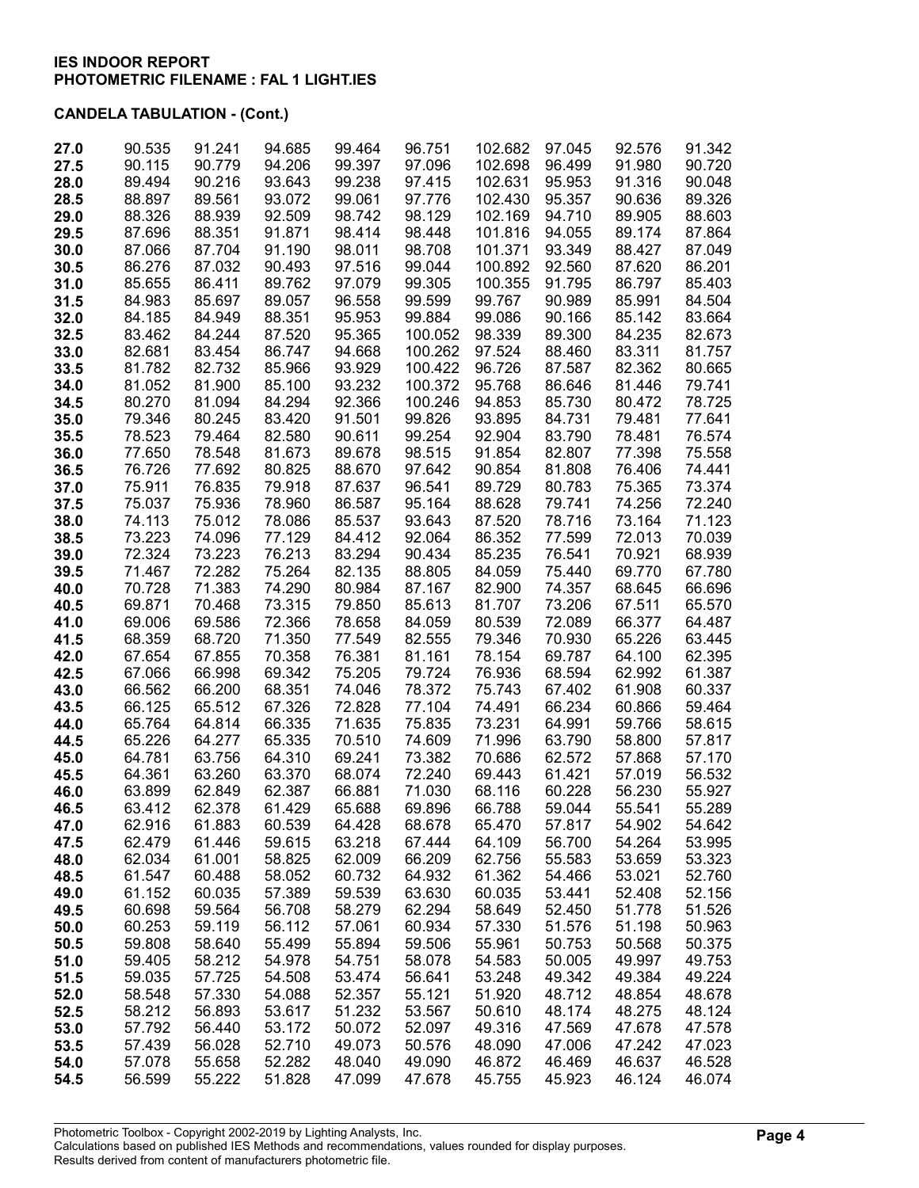**IES INDOOR REPORT**
**PHOTOMETRIC FILENAME : FAL 1 LIGHT.IES**

**CANDELA TABULATION - (Cont.)**

| | | | | | | | | | |
|---|---|---|---|---|---|---|---|---|---|
| **27.0** | 90.535 | 91.241 | 94.685 | 99.464 | 96.751 | 102.682 | 97.045 | 92.576 | 91.342 |
| **27.5** | 90.115 | 90.779 | 94.206 | 99.397 | 97.096 | 102.698 | 96.499 | 91.980 | 90.720 |
| **28.0** | 89.494 | 90.216 | 93.643 | 99.238 | 97.415 | 102.631 | 95.953 | 91.316 | 90.048 |
| **28.5** | 88.897 | 89.561 | 93.072 | 99.061 | 97.776 | 102.430 | 95.357 | 90.636 | 89.326 |
| **29.0** | 88.326 | 88.939 | 92.509 | 98.742 | 98.129 | 102.169 | 94.710 | 89.905 | 88.603 |
| **29.5** | 87.696 | 88.351 | 91.871 | 98.414 | 98.448 | 101.816 | 94.055 | 89.174 | 87.864 |
| **30.0** | 87.066 | 87.704 | 91.190 | 98.011 | 98.708 | 101.371 | 93.349 | 88.427 | 87.049 |
| **30.5** | 86.276 | 87.032 | 90.493 | 97.516 | 99.044 | 100.892 | 92.560 | 87.620 | 86.201 |
| **31.0** | 85.655 | 86.411 | 89.762 | 97.079 | 99.305 | 100.355 | 91.795 | 86.797 | 85.403 |
| **31.5** | 84.983 | 85.697 | 89.057 | 96.558 | 99.599 | 99.767 | 90.989 | 85.991 | 84.504 |
| **32.0** | 84.185 | 84.949 | 88.351 | 95.953 | 99.884 | 99.086 | 90.166 | 85.142 | 83.664 |
| **32.5** | 83.462 | 84.244 | 87.520 | 95.365 | 100.052 | 98.339 | 89.300 | 84.235 | 82.673 |
| **33.0** | 82.681 | 83.454 | 86.747 | 94.668 | 100.262 | 97.524 | 88.460 | 83.311 | 81.757 |
| **33.5** | 81.782 | 82.732 | 85.966 | 93.929 | 100.422 | 96.726 | 87.587 | 82.362 | 80.665 |
| **34.0** | 81.052 | 81.900 | 85.100 | 93.232 | 100.372 | 95.768 | 86.646 | 81.446 | 79.741 |
| **34.5** | 80.270 | 81.094 | 84.294 | 92.366 | 100.246 | 94.853 | 85.730 | 80.472 | 78.725 |
| **35.0** | 79.346 | 80.245 | 83.420 | 91.501 | 99.826 | 93.895 | 84.731 | 79.481 | 77.641 |
| **35.5** | 78.523 | 79.464 | 82.580 | 90.611 | 99.254 | 92.904 | 83.790 | 78.481 | 76.574 |
| **36.0** | 77.650 | 78.548 | 81.673 | 89.678 | 98.515 | 91.854 | 82.807 | 77.398 | 75.558 |
| **36.5** | 76.726 | 77.692 | 80.825 | 88.670 | 97.642 | 90.854 | 81.808 | 76.406 | 74.441 |
| **37.0** | 75.911 | 76.835 | 79.918 | 87.637 | 96.541 | 89.729 | 80.783 | 75.365 | 73.374 |
| **37.5** | 75.037 | 75.936 | 78.960 | 86.587 | 95.164 | 88.628 | 79.741 | 74.256 | 72.240 |
| **38.0** | 74.113 | 75.012 | 78.086 | 85.537 | 93.643 | 87.520 | 78.716 | 73.164 | 71.123 |
| **38.5** | 73.223 | 74.096 | 77.129 | 84.412 | 92.064 | 86.352 | 77.599 | 72.013 | 70.039 |
| **39.0** | 72.324 | 73.223 | 76.213 | 83.294 | 90.434 | 85.235 | 76.541 | 70.921 | 68.939 |
| **39.5** | 71.467 | 72.282 | 75.264 | 82.135 | 88.805 | 84.059 | 75.440 | 69.770 | 67.780 |
| **40.0** | 70.728 | 71.383 | 74.290 | 80.984 | 87.167 | 82.900 | 74.357 | 68.645 | 66.696 |
| **40.5** | 69.871 | 70.468 | 73.315 | 79.850 | 85.613 | 81.707 | 73.206 | 67.511 | 65.570 |
| **41.0** | 69.006 | 69.586 | 72.366 | 78.658 | 84.059 | 80.539 | 72.089 | 66.377 | 64.487 |
| **41.5** | 68.359 | 68.720 | 71.350 | 77.549 | 82.555 | 79.346 | 70.930 | 65.226 | 63.445 |
| **42.0** | 67.654 | 67.855 | 70.358 | 76.381 | 81.161 | 78.154 | 69.787 | 64.100 | 62.395 |
| **42.5** | 67.066 | 66.998 | 69.342 | 75.205 | 79.724 | 76.936 | 68.594 | 62.992 | 61.387 |
| **43.0** | 66.562 | 66.200 | 68.351 | 74.046 | 78.372 | 75.743 | 67.402 | 61.908 | 60.337 |
| **43.5** | 66.125 | 65.512 | 67.326 | 72.828 | 77.104 | 74.491 | 66.234 | 60.866 | 59.464 |
| **44.0** | 65.764 | 64.814 | 66.335 | 71.635 | 75.835 | 73.231 | 64.991 | 59.766 | 58.615 |
| **44.5** | 65.226 | 64.277 | 65.335 | 70.510 | 74.609 | 71.996 | 63.790 | 58.800 | 57.817 |
| **45.0** | 64.781 | 63.756 | 64.310 | 69.241 | 73.382 | 70.686 | 62.572 | 57.868 | 57.170 |
| **45.5** | 64.361 | 63.260 | 63.370 | 68.074 | 72.240 | 69.443 | 61.421 | 57.019 | 56.532 |
| **46.0** | 63.899 | 62.849 | 62.387 | 66.881 | 71.030 | 68.116 | 60.228 | 56.230 | 55.927 |
| **46.5** | 63.412 | 62.378 | 61.429 | 65.688 | 69.896 | 66.788 | 59.044 | 55.541 | 55.289 |
| **47.0** | 62.916 | 61.883 | 60.539 | 64.428 | 68.678 | 65.470 | 57.817 | 54.902 | 54.642 |
| **47.5** | 62.479 | 61.446 | 59.615 | 63.218 | 67.444 | 64.109 | 56.700 | 54.264 | 53.995 |
| **48.0** | 62.034 | 61.001 | 58.825 | 62.009 | 66.209 | 62.756 | 55.583 | 53.659 | 53.323 |
| **48.5** | 61.547 | 60.488 | 58.052 | 60.732 | 64.932 | 61.362 | 54.466 | 53.021 | 52.760 |
| **49.0** | 61.152 | 60.035 | 57.389 | 59.539 | 63.630 | 60.035 | 53.441 | 52.408 | 52.156 |
| **49.5** | 60.698 | 59.564 | 56.708 | 58.279 | 62.294 | 58.649 | 52.450 | 51.778 | 51.526 |
| **50.0** | 60.253 | 59.119 | 56.112 | 57.061 | 60.934 | 57.330 | 51.576 | 51.198 | 50.963 |
| **50.5** | 59.808 | 58.640 | 55.499 | 55.894 | 59.506 | 55.961 | 50.753 | 50.568 | 50.375 |
| **51.0** | 59.405 | 58.212 | 54.978 | 54.751 | 58.078 | 54.583 | 50.005 | 49.997 | 49.753 |
| **51.5** | 59.035 | 57.725 | 54.508 | 53.474 | 56.641 | 53.248 | 49.342 | 49.384 | 49.224 |
| **52.0** | 58.548 | 57.330 | 54.088 | 52.357 | 55.121 | 51.920 | 48.712 | 48.854 | 48.678 |
| **52.5** | 58.212 | 56.893 | 53.617 | 51.232 | 53.567 | 50.610 | 48.174 | 48.275 | 48.124 |
| **53.0** | 57.792 | 56.440 | 53.172 | 50.072 | 52.097 | 49.316 | 47.569 | 47.678 | 47.578 |
| **53.5** | 57.439 | 56.028 | 52.710 | 49.073 | 50.576 | 48.090 | 47.006 | 47.242 | 47.023 |
| **54.0** | 57.078 | 55.658 | 52.282 | 48.040 | 49.090 | 46.872 | 46.469 | 46.637 | 46.528 |
| **54.5** | 56.599 | 55.222 | 51.828 | 47.099 | 47.678 | 45.755 | 45.923 | 46.124 | 46.074 |

Photometric Toolbox - Copyright 2002-2019 by Lighting Analysts, Inc.
Calculations based on published IES Methods and recommendations, values rounded for display purposes.
Results derived from content of manufacturers photometric file.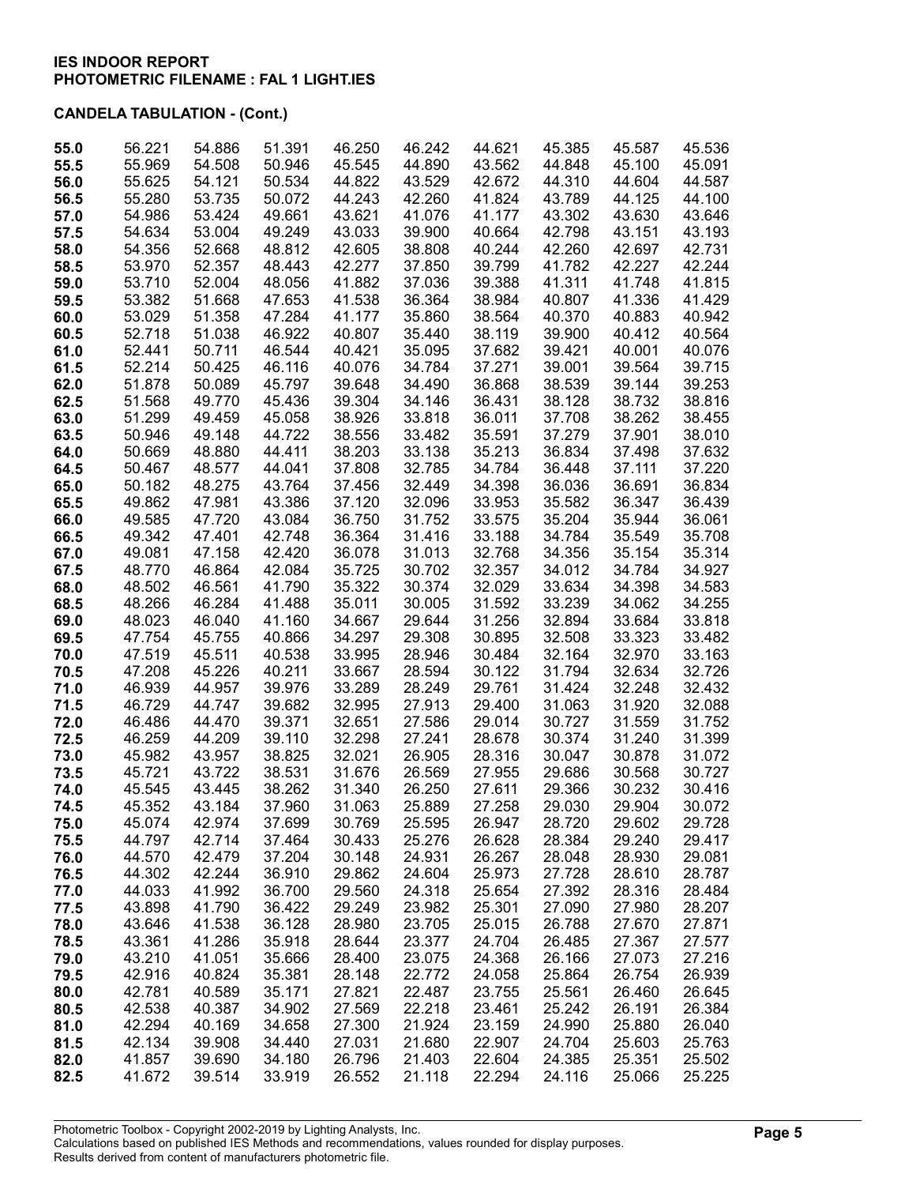**IES INDOOR REPORT**
**PHOTOMETRIC FILENAME : FAL 1 LIGHT.IES**

**CANDELA TABULATION - (Cont.)**

| | | | | | | | | | |
|---|---|---|---|---|---|---|---|---|---|
| **55.0** | 56.221 | 54.886 | 51.391 | 46.250 | 46.242 | 44.621 | 45.385 | 45.587 | 45.536 |
| **55.5** | 55.969 | 54.508 | 50.946 | 45.545 | 44.890 | 43.562 | 44.848 | 45.100 | 45.091 |
| **56.0** | 55.625 | 54.121 | 50.534 | 44.822 | 43.529 | 42.672 | 44.310 | 44.604 | 44.587 |
| **56.5** | 55.280 | 53.735 | 50.072 | 44.243 | 42.260 | 41.824 | 43.789 | 44.125 | 44.100 |
| **57.0** | 54.986 | 53.424 | 49.661 | 43.621 | 41.076 | 41.177 | 43.302 | 43.630 | 43.646 |
| **57.5** | 54.634 | 53.004 | 49.249 | 43.033 | 39.900 | 40.664 | 42.798 | 43.151 | 43.193 |
| **58.0** | 54.356 | 52.668 | 48.812 | 42.605 | 38.808 | 40.244 | 42.260 | 42.697 | 42.731 |
| **58.5** | 53.970 | 52.357 | 48.443 | 42.277 | 37.850 | 39.799 | 41.782 | 42.227 | 42.244 |
| **59.0** | 53.710 | 52.004 | 48.056 | 41.882 | 37.036 | 39.388 | 41.311 | 41.748 | 41.815 |
| **59.5** | 53.382 | 51.668 | 47.653 | 41.538 | 36.364 | 38.984 | 40.807 | 41.336 | 41.429 |
| **60.0** | 53.029 | 51.358 | 47.284 | 41.177 | 35.860 | 38.564 | 40.370 | 40.883 | 40.942 |
| **60.5** | 52.718 | 51.038 | 46.922 | 40.807 | 35.440 | 38.119 | 39.900 | 40.412 | 40.564 |
| **61.0** | 52.441 | 50.711 | 46.544 | 40.421 | 35.095 | 37.682 | 39.421 | 40.001 | 40.076 |
| **61.5** | 52.214 | 50.425 | 46.116 | 40.076 | 34.784 | 37.271 | 39.001 | 39.564 | 39.715 |
| **62.0** | 51.878 | 50.089 | 45.797 | 39.648 | 34.490 | 36.868 | 38.539 | 39.144 | 39.253 |
| **62.5** | 51.568 | 49.770 | 45.436 | 39.304 | 34.146 | 36.431 | 38.128 | 38.732 | 38.816 |
| **63.0** | 51.299 | 49.459 | 45.058 | 38.926 | 33.818 | 36.011 | 37.708 | 38.262 | 38.455 |
| **63.5** | 50.946 | 49.148 | 44.722 | 38.556 | 33.482 | 35.591 | 37.279 | 37.901 | 38.010 |
| **64.0** | 50.669 | 48.880 | 44.411 | 38.203 | 33.138 | 35.213 | 36.834 | 37.498 | 37.632 |
| **64.5** | 50.467 | 48.577 | 44.041 | 37.808 | 32.785 | 34.784 | 36.448 | 37.111 | 37.220 |
| **65.0** | 50.182 | 48.275 | 43.764 | 37.456 | 32.449 | 34.398 | 36.036 | 36.691 | 36.834 |
| **65.5** | 49.862 | 47.981 | 43.386 | 37.120 | 32.096 | 33.953 | 35.582 | 36.347 | 36.439 |
| **66.0** | 49.585 | 47.720 | 43.084 | 36.750 | 31.752 | 33.575 | 35.204 | 35.944 | 36.061 |
| **66.5** | 49.342 | 47.401 | 42.748 | 36.364 | 31.416 | 33.188 | 34.784 | 35.549 | 35.708 |
| **67.0** | 49.081 | 47.158 | 42.420 | 36.078 | 31.013 | 32.768 | 34.356 | 35.154 | 35.314 |
| **67.5** | 48.770 | 46.864 | 42.084 | 35.725 | 30.702 | 32.357 | 34.012 | 34.784 | 34.927 |
| **68.0** | 48.502 | 46.561 | 41.790 | 35.322 | 30.374 | 32.029 | 33.634 | 34.398 | 34.583 |
| **68.5** | 48.266 | 46.284 | 41.488 | 35.011 | 30.005 | 31.592 | 33.239 | 34.062 | 34.255 |
| **69.0** | 48.023 | 46.040 | 41.160 | 34.667 | 29.644 | 31.256 | 32.894 | 33.684 | 33.818 |
| **69.5** | 47.754 | 45.755 | 40.866 | 34.297 | 29.308 | 30.895 | 32.508 | 33.323 | 33.482 |
| **70.0** | 47.519 | 45.511 | 40.538 | 33.995 | 28.946 | 30.484 | 32.164 | 32.970 | 33.163 |
| **70.5** | 47.208 | 45.226 | 40.211 | 33.667 | 28.594 | 30.122 | 31.794 | 32.634 | 32.726 |
| **71.0** | 46.939 | 44.957 | 39.976 | 33.289 | 28.249 | 29.761 | 31.424 | 32.248 | 32.432 |
| **71.5** | 46.729 | 44.747 | 39.682 | 32.995 | 27.913 | 29.400 | 31.063 | 31.920 | 32.088 |
| **72.0** | 46.486 | 44.470 | 39.371 | 32.651 | 27.586 | 29.014 | 30.727 | 31.559 | 31.752 |
| **72.5** | 46.259 | 44.209 | 39.110 | 32.298 | 27.241 | 28.678 | 30.374 | 31.240 | 31.399 |
| **73.0** | 45.982 | 43.957 | 38.825 | 32.021 | 26.905 | 28.316 | 30.047 | 30.878 | 31.072 |
| **73.5** | 45.721 | 43.722 | 38.531 | 31.676 | 26.569 | 27.955 | 29.686 | 30.568 | 30.727 |
| **74.0** | 45.545 | 43.445 | 38.262 | 31.340 | 26.250 | 27.611 | 29.366 | 30.232 | 30.416 |
| **74.5** | 45.352 | 43.184 | 37.960 | 31.063 | 25.889 | 27.258 | 29.030 | 29.904 | 30.072 |
| **75.0** | 45.074 | 42.974 | 37.699 | 30.769 | 25.595 | 26.947 | 28.720 | 29.602 | 29.728 |
| **75.5** | 44.797 | 42.714 | 37.464 | 30.433 | 25.276 | 26.628 | 28.384 | 29.240 | 29.417 |
| **76.0** | 44.570 | 42.479 | 37.204 | 30.148 | 24.931 | 26.267 | 28.048 | 28.930 | 29.081 |
| **76.5** | 44.302 | 42.244 | 36.910 | 29.862 | 24.604 | 25.973 | 27.728 | 28.610 | 28.787 |
| **77.0** | 44.033 | 41.992 | 36.700 | 29.560 | 24.318 | 25.654 | 27.392 | 28.316 | 28.484 |
| **77.5** | 43.898 | 41.790 | 36.422 | 29.249 | 23.982 | 25.301 | 27.090 | 27.980 | 28.207 |
| **78.0** | 43.646 | 41.538 | 36.128 | 28.980 | 23.705 | 25.015 | 26.788 | 27.670 | 27.871 |
| **78.5** | 43.361 | 41.286 | 35.918 | 28.644 | 23.377 | 24.704 | 26.485 | 27.367 | 27.577 |
| **79.0** | 43.210 | 41.051 | 35.666 | 28.400 | 23.075 | 24.368 | 26.166 | 27.073 | 27.216 |
| **79.5** | 42.916 | 40.824 | 35.381 | 28.148 | 22.772 | 24.058 | 25.864 | 26.754 | 26.939 |
| **80.0** | 42.781 | 40.589 | 35.171 | 27.821 | 22.487 | 23.755 | 25.561 | 26.460 | 26.645 |
| **80.5** | 42.538 | 40.387 | 34.902 | 27.569 | 22.218 | 23.461 | 25.242 | 26.191 | 26.384 |
| **81.0** | 42.294 | 40.169 | 34.658 | 27.300 | 21.924 | 23.159 | 24.990 | 25.880 | 26.040 |
| **81.5** | 42.134 | 39.908 | 34.440 | 27.031 | 21.680 | 22.907 | 24.704 | 25.603 | 25.763 |
| **82.0** | 41.857 | 39.690 | 34.180 | 26.796 | 21.403 | 22.604 | 24.385 | 25.351 | 25.502 |
| **82.5** | 41.672 | 39.514 | 33.919 | 26.552 | 21.118 | 22.294 | 24.116 | 25.066 | 25.225 |

Photometric Toolbox - Copyright 2002-2019 by Lighting Analysts, Inc.
Calculations based on published IES Methods and recommendations, values rounded for display purposes.
Results derived from content of manufacturers photometric file.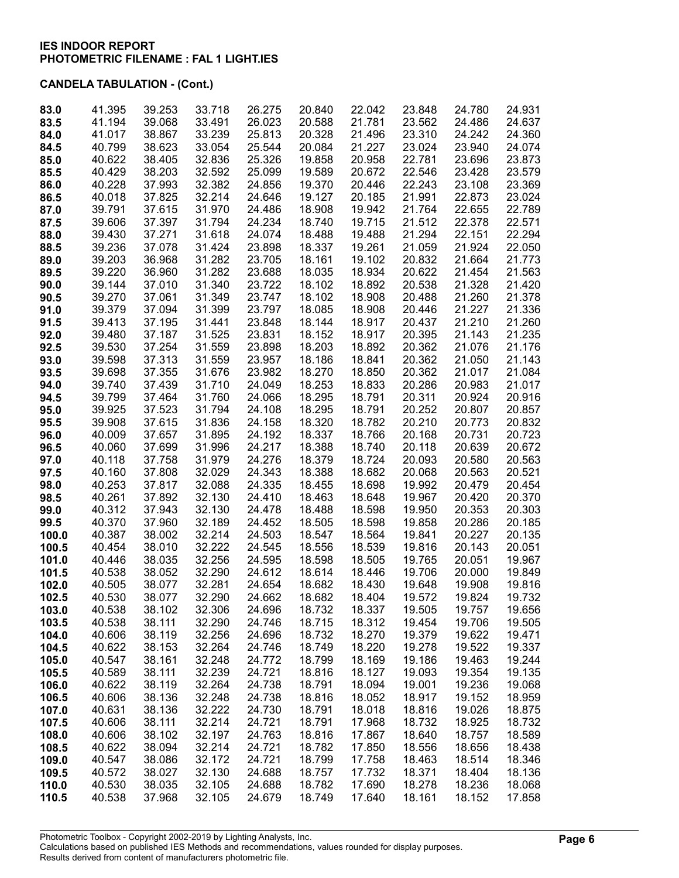**IES INDOOR REPORT**
**PHOTOMETRIC FILENAME : FAL 1 LIGHT.IES**

**CANDELA TABULATION - (Cont.)**

| | | | | | | | | | |
|---|---|---|---|---|---|---|---|---|---|
| **83.0** | 41.395 | 39.253 | 33.718 | 26.275 | 20.840 | 22.042 | 23.848 | 24.780 | 24.931 |
| **83.5** | 41.194 | 39.068 | 33.491 | 26.023 | 20.588 | 21.781 | 23.562 | 24.486 | 24.637 |
| **84.0** | 41.017 | 38.867 | 33.239 | 25.813 | 20.328 | 21.496 | 23.310 | 24.242 | 24.360 |
| **84.5** | 40.799 | 38.623 | 33.054 | 25.544 | 20.084 | 21.227 | 23.024 | 23.940 | 24.074 |
| **85.0** | 40.622 | 38.405 | 32.836 | 25.326 | 19.858 | 20.958 | 22.781 | 23.696 | 23.873 |
| **85.5** | 40.429 | 38.203 | 32.592 | 25.099 | 19.589 | 20.672 | 22.546 | 23.428 | 23.579 |
| **86.0** | 40.228 | 37.993 | 32.382 | 24.856 | 19.370 | 20.446 | 22.243 | 23.108 | 23.369 |
| **86.5** | 40.018 | 37.825 | 32.214 | 24.646 | 19.127 | 20.185 | 21.991 | 22.873 | 23.024 |
| **87.0** | 39.791 | 37.615 | 31.970 | 24.486 | 18.908 | 19.942 | 21.764 | 22.655 | 22.789 |
| **87.5** | 39.606 | 37.397 | 31.794 | 24.234 | 18.740 | 19.715 | 21.512 | 22.378 | 22.571 |
| **88.0** | 39.430 | 37.271 | 31.618 | 24.074 | 18.488 | 19.488 | 21.294 | 22.151 | 22.294 |
| **88.5** | 39.236 | 37.078 | 31.424 | 23.898 | 18.337 | 19.261 | 21.059 | 21.924 | 22.050 |
| **89.0** | 39.203 | 36.968 | 31.282 | 23.705 | 18.161 | 19.102 | 20.832 | 21.664 | 21.773 |
| **89.5** | 39.220 | 36.960 | 31.282 | 23.688 | 18.035 | 18.934 | 20.622 | 21.454 | 21.563 |
| **90.0** | 39.144 | 37.010 | 31.340 | 23.722 | 18.102 | 18.892 | 20.538 | 21.328 | 21.420 |
| **90.5** | 39.270 | 37.061 | 31.349 | 23.747 | 18.102 | 18.908 | 20.488 | 21.260 | 21.378 |
| **91.0** | 39.379 | 37.094 | 31.399 | 23.797 | 18.085 | 18.908 | 20.446 | 21.227 | 21.336 |
| **91.5** | 39.413 | 37.195 | 31.441 | 23.848 | 18.144 | 18.917 | 20.437 | 21.210 | 21.260 |
| **92.0** | 39.480 | 37.187 | 31.525 | 23.831 | 18.152 | 18.917 | 20.395 | 21.143 | 21.235 |
| **92.5** | 39.530 | 37.254 | 31.559 | 23.898 | 18.203 | 18.892 | 20.362 | 21.076 | 21.176 |
| **93.0** | 39.598 | 37.313 | 31.559 | 23.957 | 18.186 | 18.841 | 20.362 | 21.050 | 21.143 |
| **93.5** | 39.698 | 37.355 | 31.676 | 23.982 | 18.270 | 18.850 | 20.362 | 21.017 | 21.084 |
| **94.0** | 39.740 | 37.439 | 31.710 | 24.049 | 18.253 | 18.833 | 20.286 | 20.983 | 21.017 |
| **94.5** | 39.799 | 37.464 | 31.760 | 24.066 | 18.295 | 18.791 | 20.311 | 20.924 | 20.916 |
| **95.0** | 39.925 | 37.523 | 31.794 | 24.108 | 18.295 | 18.791 | 20.252 | 20.807 | 20.857 |
| **95.5** | 39.908 | 37.615 | 31.836 | 24.158 | 18.320 | 18.782 | 20.210 | 20.773 | 20.832 |
| **96.0** | 40.009 | 37.657 | 31.895 | 24.192 | 18.337 | 18.766 | 20.168 | 20.731 | 20.723 |
| **96.5** | 40.060 | 37.699 | 31.996 | 24.217 | 18.388 | 18.740 | 20.118 | 20.639 | 20.672 |
| **97.0** | 40.118 | 37.758 | 31.979 | 24.276 | 18.379 | 18.724 | 20.093 | 20.580 | 20.563 |
| **97.5** | 40.160 | 37.808 | 32.029 | 24.343 | 18.388 | 18.682 | 20.068 | 20.563 | 20.521 |
| **98.0** | 40.253 | 37.817 | 32.088 | 24.335 | 18.455 | 18.698 | 19.992 | 20.479 | 20.454 |
| **98.5** | 40.261 | 37.892 | 32.130 | 24.410 | 18.463 | 18.648 | 19.967 | 20.420 | 20.370 |
| **99.0** | 40.312 | 37.943 | 32.130 | 24.478 | 18.488 | 18.598 | 19.950 | 20.353 | 20.303 |
| **99.5** | 40.370 | 37.960 | 32.189 | 24.452 | 18.505 | 18.598 | 19.858 | 20.286 | 20.185 |
| **100.0** | 40.387 | 38.002 | 32.214 | 24.503 | 18.547 | 18.564 | 19.841 | 20.227 | 20.135 |
| **100.5** | 40.454 | 38.010 | 32.222 | 24.545 | 18.556 | 18.539 | 19.816 | 20.143 | 20.051 |
| **101.0** | 40.446 | 38.035 | 32.256 | 24.595 | 18.598 | 18.505 | 19.765 | 20.051 | 19.967 |
| **101.5** | 40.538 | 38.052 | 32.290 | 24.612 | 18.614 | 18.446 | 19.706 | 20.000 | 19.849 |
| **102.0** | 40.505 | 38.077 | 32.281 | 24.654 | 18.682 | 18.430 | 19.648 | 19.908 | 19.816 |
| **102.5** | 40.530 | 38.077 | 32.290 | 24.662 | 18.682 | 18.404 | 19.572 | 19.824 | 19.732 |
| **103.0** | 40.538 | 38.102 | 32.306 | 24.696 | 18.732 | 18.337 | 19.505 | 19.757 | 19.656 |
| **103.5** | 40.538 | 38.111 | 32.290 | 24.746 | 18.715 | 18.312 | 19.454 | 19.706 | 19.505 |
| **104.0** | 40.606 | 38.119 | 32.256 | 24.696 | 18.732 | 18.270 | 19.379 | 19.622 | 19.471 |
| **104.5** | 40.622 | 38.153 | 32.264 | 24.746 | 18.749 | 18.220 | 19.278 | 19.522 | 19.337 |
| **105.0** | 40.547 | 38.161 | 32.248 | 24.772 | 18.799 | 18.169 | 19.186 | 19.463 | 19.244 |
| **105.5** | 40.589 | 38.111 | 32.239 | 24.721 | 18.816 | 18.127 | 19.093 | 19.354 | 19.135 |
| **106.0** | 40.622 | 38.119 | 32.264 | 24.738 | 18.791 | 18.094 | 19.001 | 19.236 | 19.068 |
| **106.5** | 40.606 | 38.136 | 32.248 | 24.738 | 18.816 | 18.052 | 18.917 | 19.152 | 18.959 |
| **107.0** | 40.631 | 38.136 | 32.222 | 24.730 | 18.791 | 18.018 | 18.816 | 19.026 | 18.875 |
| **107.5** | 40.606 | 38.111 | 32.214 | 24.721 | 18.791 | 17.968 | 18.732 | 18.925 | 18.732 |
| **108.0** | 40.606 | 38.102 | 32.197 | 24.763 | 18.816 | 17.867 | 18.640 | 18.757 | 18.589 |
| **108.5** | 40.622 | 38.094 | 32.214 | 24.721 | 18.782 | 17.850 | 18.556 | 18.656 | 18.438 |
| **109.0** | 40.547 | 38.086 | 32.172 | 24.721 | 18.799 | 17.758 | 18.463 | 18.514 | 18.346 |
| **109.5** | 40.572 | 38.027 | 32.130 | 24.688 | 18.757 | 17.732 | 18.371 | 18.404 | 18.136 |
| **110.0** | 40.530 | 38.035 | 32.105 | 24.688 | 18.782 | 17.690 | 18.278 | 18.236 | 18.068 |
| **110.5** | 40.538 | 37.968 | 32.105 | 24.679 | 18.749 | 17.640 | 18.161 | 18.152 | 17.858 |

Photometric Toolbox - Copyright 2002-2019 by Lighting Analysts, Inc.
Calculations based on published IES Methods and recommendations, values rounded for display purposes.
Results derived from content of manufacturers photometric file.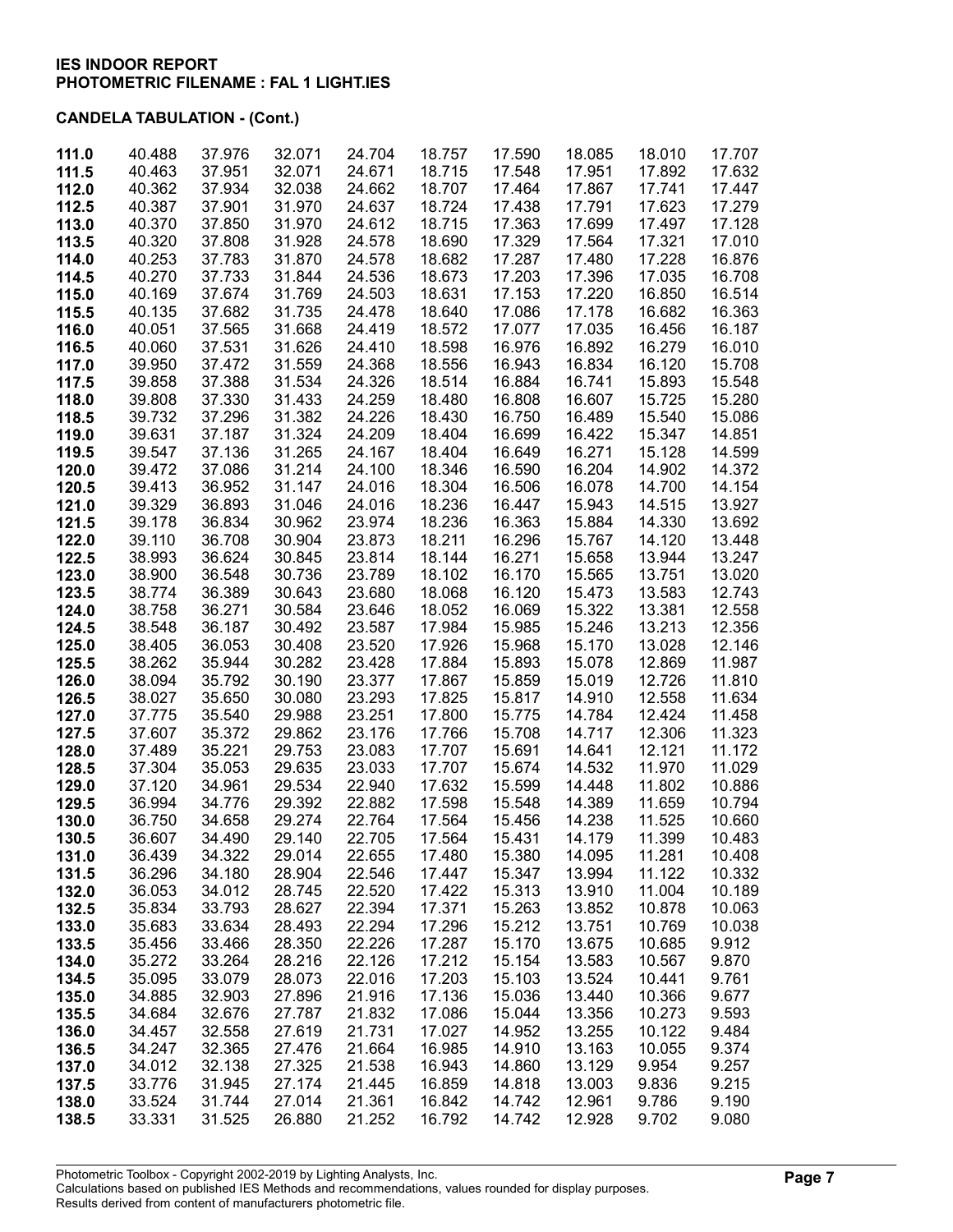**IES INDOOR REPORT**
**PHOTOMETRIC FILENAME : FAL 1 LIGHT.IES**

**CANDELA TABULATION - (Cont.)**

| | | | | | | | | | |
|---|---|---|---|---|---|---|---|---|---|
| **111.0** | 40.488 | 37.976 | 32.071 | 24.704 | 18.757 | 17.590 | 18.085 | 18.010 | 17.707 |
| **111.5** | 40.463 | 37.951 | 32.071 | 24.671 | 18.715 | 17.548 | 17.951 | 17.892 | 17.632 |
| **112.0** | 40.362 | 37.934 | 32.038 | 24.662 | 18.707 | 17.464 | 17.867 | 17.741 | 17.447 |
| **112.5** | 40.387 | 37.901 | 31.970 | 24.637 | 18.724 | 17.438 | 17.791 | 17.623 | 17.279 |
| **113.0** | 40.370 | 37.850 | 31.970 | 24.612 | 18.715 | 17.363 | 17.699 | 17.497 | 17.128 |
| **113.5** | 40.320 | 37.808 | 31.928 | 24.578 | 18.690 | 17.329 | 17.564 | 17.321 | 17.010 |
| **114.0** | 40.253 | 37.783 | 31.870 | 24.578 | 18.682 | 17.287 | 17.480 | 17.228 | 16.876 |
| **114.5** | 40.270 | 37.733 | 31.844 | 24.536 | 18.673 | 17.203 | 17.396 | 17.035 | 16.708 |
| **115.0** | 40.169 | 37.674 | 31.769 | 24.503 | 18.631 | 17.153 | 17.220 | 16.850 | 16.514 |
| **115.5** | 40.135 | 37.682 | 31.735 | 24.478 | 18.640 | 17.086 | 17.178 | 16.682 | 16.363 |
| **116.0** | 40.051 | 37.565 | 31.668 | 24.419 | 18.572 | 17.077 | 17.035 | 16.456 | 16.187 |
| **116.5** | 40.060 | 37.531 | 31.626 | 24.410 | 18.598 | 16.976 | 16.892 | 16.279 | 16.010 |
| **117.0** | 39.950 | 37.472 | 31.559 | 24.368 | 18.556 | 16.943 | 16.834 | 16.120 | 15.708 |
| **117.5** | 39.858 | 37.388 | 31.534 | 24.326 | 18.514 | 16.884 | 16.741 | 15.893 | 15.548 |
| **118.0** | 39.808 | 37.330 | 31.433 | 24.259 | 18.480 | 16.808 | 16.607 | 15.725 | 15.280 |
| **118.5** | 39.732 | 37.296 | 31.382 | 24.226 | 18.430 | 16.750 | 16.489 | 15.540 | 15.086 |
| **119.0** | 39.631 | 37.187 | 31.324 | 24.209 | 18.404 | 16.699 | 16.422 | 15.347 | 14.851 |
| **119.5** | 39.547 | 37.136 | 31.265 | 24.167 | 18.404 | 16.649 | 16.271 | 15.128 | 14.599 |
| **120.0** | 39.472 | 37.086 | 31.214 | 24.100 | 18.346 | 16.590 | 16.204 | 14.902 | 14.372 |
| **120.5** | 39.413 | 36.952 | 31.147 | 24.016 | 18.304 | 16.506 | 16.078 | 14.700 | 14.154 |
| **121.0** | 39.329 | 36.893 | 31.046 | 24.016 | 18.236 | 16.447 | 15.943 | 14.515 | 13.927 |
| **121.5** | 39.178 | 36.834 | 30.962 | 23.974 | 18.236 | 16.363 | 15.884 | 14.330 | 13.692 |
| **122.0** | 39.110 | 36.708 | 30.904 | 23.873 | 18.211 | 16.296 | 15.767 | 14.120 | 13.448 |
| **122.5** | 38.993 | 36.624 | 30.845 | 23.814 | 18.144 | 16.271 | 15.658 | 13.944 | 13.247 |
| **123.0** | 38.900 | 36.548 | 30.736 | 23.789 | 18.102 | 16.170 | 15.565 | 13.751 | 13.020 |
| **123.5** | 38.774 | 36.389 | 30.643 | 23.680 | 18.068 | 16.120 | 15.473 | 13.583 | 12.743 |
| **124.0** | 38.758 | 36.271 | 30.584 | 23.646 | 18.052 | 16.069 | 15.322 | 13.381 | 12.558 |
| **124.5** | 38.548 | 36.187 | 30.492 | 23.587 | 17.984 | 15.985 | 15.246 | 13.213 | 12.356 |
| **125.0** | 38.405 | 36.053 | 30.408 | 23.520 | 17.926 | 15.968 | 15.170 | 13.028 | 12.146 |
| **125.5** | 38.262 | 35.944 | 30.282 | 23.428 | 17.884 | 15.893 | 15.078 | 12.869 | 11.987 |
| **126.0** | 38.094 | 35.792 | 30.190 | 23.377 | 17.867 | 15.859 | 15.019 | 12.726 | 11.810 |
| **126.5** | 38.027 | 35.650 | 30.080 | 23.293 | 17.825 | 15.817 | 14.910 | 12.558 | 11.634 |
| **127.0** | 37.775 | 35.540 | 29.988 | 23.251 | 17.800 | 15.775 | 14.784 | 12.424 | 11.458 |
| **127.5** | 37.607 | 35.372 | 29.862 | 23.176 | 17.766 | 15.708 | 14.717 | 12.306 | 11.323 |
| **128.0** | 37.489 | 35.221 | 29.753 | 23.083 | 17.707 | 15.691 | 14.641 | 12.121 | 11.172 |
| **128.5** | 37.304 | 35.053 | 29.635 | 23.033 | 17.707 | 15.674 | 14.532 | 11.970 | 11.029 |
| **129.0** | 37.120 | 34.961 | 29.534 | 22.940 | 17.632 | 15.599 | 14.448 | 11.802 | 10.886 |
| **129.5** | 36.994 | 34.776 | 29.392 | 22.882 | 17.598 | 15.548 | 14.389 | 11.659 | 10.794 |
| **130.0** | 36.750 | 34.658 | 29.274 | 22.764 | 17.564 | 15.456 | 14.238 | 11.525 | 10.660 |
| **130.5** | 36.607 | 34.490 | 29.140 | 22.705 | 17.564 | 15.431 | 14.179 | 11.399 | 10.483 |
| **131.0** | 36.439 | 34.322 | 29.014 | 22.655 | 17.480 | 15.380 | 14.095 | 11.281 | 10.408 |
| **131.5** | 36.296 | 34.180 | 28.904 | 22.546 | 17.447 | 15.347 | 13.994 | 11.122 | 10.332 |
| **132.0** | 36.053 | 34.012 | 28.745 | 22.520 | 17.422 | 15.313 | 13.910 | 11.004 | 10.189 |
| **132.5** | 35.834 | 33.793 | 28.627 | 22.394 | 17.371 | 15.263 | 13.852 | 10.878 | 10.063 |
| **133.0** | 35.683 | 33.634 | 28.493 | 22.294 | 17.296 | 15.212 | 13.751 | 10.769 | 10.038 |
| **133.5** | 35.456 | 33.466 | 28.350 | 22.226 | 17.287 | 15.170 | 13.675 | 10.685 | 9.912 |
| **134.0** | 35.272 | 33.264 | 28.216 | 22.126 | 17.212 | 15.154 | 13.583 | 10.567 | 9.870 |
| **134.5** | 35.095 | 33.079 | 28.073 | 22.016 | 17.203 | 15.103 | 13.524 | 10.441 | 9.761 |
| **135.0** | 34.885 | 32.903 | 27.896 | 21.916 | 17.136 | 15.036 | 13.440 | 10.366 | 9.677 |
| **135.5** | 34.684 | 32.676 | 27.787 | 21.832 | 17.086 | 15.044 | 13.356 | 10.273 | 9.593 |
| **136.0** | 34.457 | 32.558 | 27.619 | 21.731 | 17.027 | 14.952 | 13.255 | 10.122 | 9.484 |
| **136.5** | 34.247 | 32.365 | 27.476 | 21.664 | 16.985 | 14.910 | 13.163 | 10.055 | 9.374 |
| **137.0** | 34.012 | 32.138 | 27.325 | 21.538 | 16.943 | 14.860 | 13.129 | 9.954 | 9.257 |
| **137.5** | 33.776 | 31.945 | 27.174 | 21.445 | 16.859 | 14.818 | 13.003 | 9.836 | 9.215 |
| **138.0** | 33.524 | 31.744 | 27.014 | 21.361 | 16.842 | 14.742 | 12.961 | 9.786 | 9.190 |
| **138.5** | 33.331 | 31.525 | 26.880 | 21.252 | 16.792 | 14.742 | 12.928 | 9.702 | 9.080 |

Photometric Toolbox - Copyright 2002-2019 by Lighting Analysts, Inc.
Calculations based on published IES Methods and recommendations, values rounded for display purposes.
Results derived from content of manufacturers photometric file.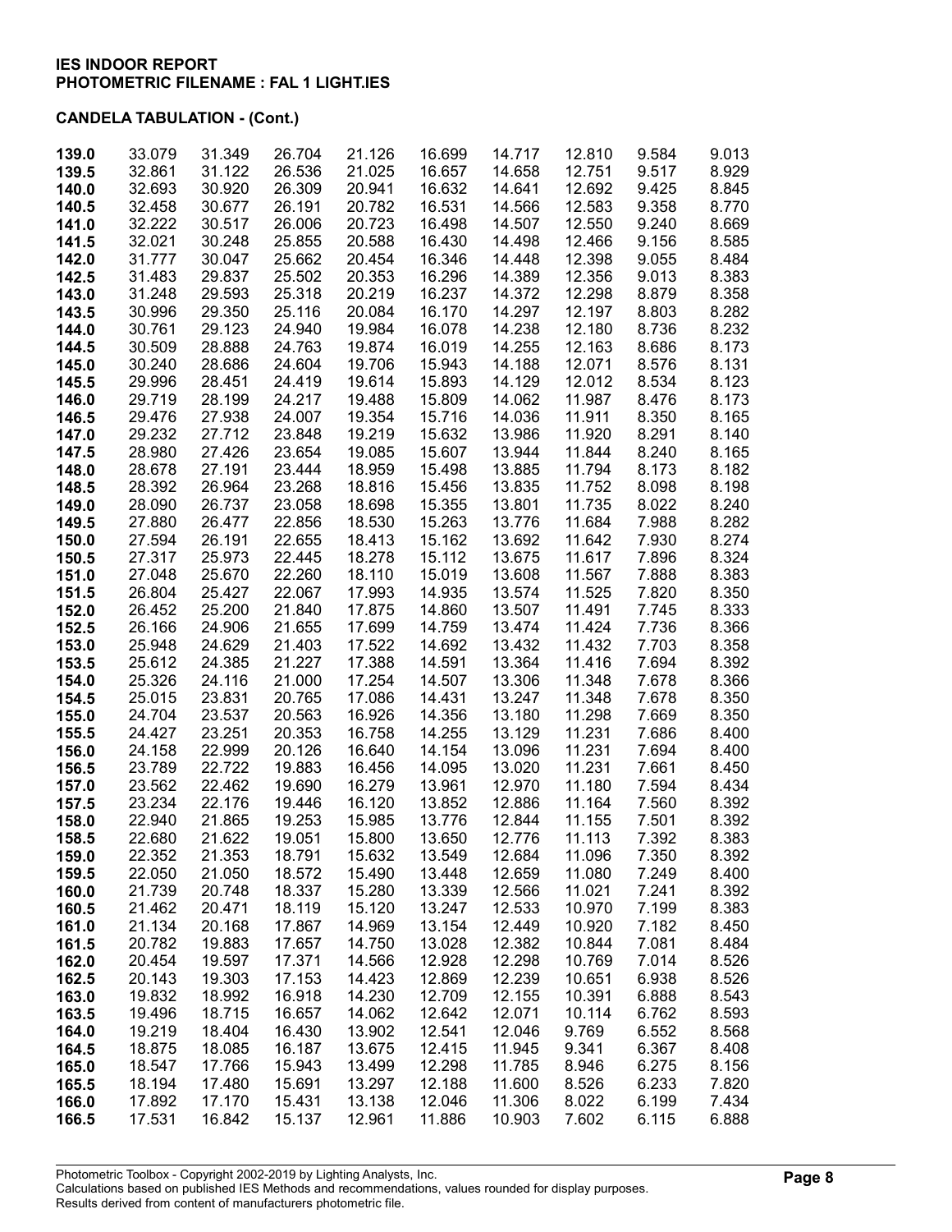**IES INDOOR REPORT**
**PHOTOMETRIC FILENAME : FAL 1 LIGHT.IES**

**CANDELA TABULATION - (Cont.)**

| | | | | | | | | | |
|---|---|---|---|---|---|---|---|---|---|
| **139.0** | 33.079 | 31.349 | 26.704 | 21.126 | 16.699 | 14.717 | 12.810 | 9.584 | 9.013 |
| **139.5** | 32.861 | 31.122 | 26.536 | 21.025 | 16.657 | 14.658 | 12.751 | 9.517 | 8.929 |
| **140.0** | 32.693 | 30.920 | 26.309 | 20.941 | 16.632 | 14.641 | 12.692 | 9.425 | 8.845 |
| **140.5** | 32.458 | 30.677 | 26.191 | 20.782 | 16.531 | 14.566 | 12.583 | 9.358 | 8.770 |
| **141.0** | 32.222 | 30.517 | 26.006 | 20.723 | 16.498 | 14.507 | 12.550 | 9.240 | 8.669 |
| **141.5** | 32.021 | 30.248 | 25.855 | 20.588 | 16.430 | 14.498 | 12.466 | 9.156 | 8.585 |
| **142.0** | 31.777 | 30.047 | 25.662 | 20.454 | 16.346 | 14.448 | 12.398 | 9.055 | 8.484 |
| **142.5** | 31.483 | 29.837 | 25.502 | 20.353 | 16.296 | 14.389 | 12.356 | 9.013 | 8.383 |
| **143.0** | 31.248 | 29.593 | 25.318 | 20.219 | 16.237 | 14.372 | 12.298 | 8.879 | 8.358 |
| **143.5** | 30.996 | 29.350 | 25.116 | 20.084 | 16.170 | 14.297 | 12.197 | 8.803 | 8.282 |
| **144.0** | 30.761 | 29.123 | 24.940 | 19.984 | 16.078 | 14.238 | 12.180 | 8.736 | 8.232 |
| **144.5** | 30.509 | 28.888 | 24.763 | 19.874 | 16.019 | 14.255 | 12.163 | 8.686 | 8.173 |
| **145.0** | 30.240 | 28.686 | 24.604 | 19.706 | 15.943 | 14.188 | 12.071 | 8.576 | 8.131 |
| **145.5** | 29.996 | 28.451 | 24.419 | 19.614 | 15.893 | 14.129 | 12.012 | 8.534 | 8.123 |
| **146.0** | 29.719 | 28.199 | 24.217 | 19.488 | 15.809 | 14.062 | 11.987 | 8.476 | 8.173 |
| **146.5** | 29.476 | 27.938 | 24.007 | 19.354 | 15.716 | 14.036 | 11.911 | 8.350 | 8.165 |
| **147.0** | 29.232 | 27.712 | 23.848 | 19.219 | 15.632 | 13.986 | 11.920 | 8.291 | 8.140 |
| **147.5** | 28.980 | 27.426 | 23.654 | 19.085 | 15.607 | 13.944 | 11.844 | 8.240 | 8.165 |
| **148.0** | 28.678 | 27.191 | 23.444 | 18.959 | 15.498 | 13.885 | 11.794 | 8.173 | 8.182 |
| **148.5** | 28.392 | 26.964 | 23.268 | 18.816 | 15.456 | 13.835 | 11.752 | 8.098 | 8.198 |
| **149.0** | 28.090 | 26.737 | 23.058 | 18.698 | 15.355 | 13.801 | 11.735 | 8.022 | 8.240 |
| **149.5** | 27.880 | 26.477 | 22.856 | 18.530 | 15.263 | 13.776 | 11.684 | 7.988 | 8.282 |
| **150.0** | 27.594 | 26.191 | 22.655 | 18.413 | 15.162 | 13.692 | 11.642 | 7.930 | 8.274 |
| **150.5** | 27.317 | 25.973 | 22.445 | 18.278 | 15.112 | 13.675 | 11.617 | 7.896 | 8.324 |
| **151.0** | 27.048 | 25.670 | 22.260 | 18.110 | 15.019 | 13.608 | 11.567 | 7.888 | 8.383 |
| **151.5** | 26.804 | 25.427 | 22.067 | 17.993 | 14.935 | 13.574 | 11.525 | 7.820 | 8.350 |
| **152.0** | 26.452 | 25.200 | 21.840 | 17.875 | 14.860 | 13.507 | 11.491 | 7.745 | 8.333 |
| **152.5** | 26.166 | 24.906 | 21.655 | 17.699 | 14.759 | 13.474 | 11.424 | 7.736 | 8.366 |
| **153.0** | 25.948 | 24.629 | 21.403 | 17.522 | 14.692 | 13.432 | 11.432 | 7.703 | 8.358 |
| **153.5** | 25.612 | 24.385 | 21.227 | 17.388 | 14.591 | 13.364 | 11.416 | 7.694 | 8.392 |
| **154.0** | 25.326 | 24.116 | 21.000 | 17.254 | 14.507 | 13.306 | 11.348 | 7.678 | 8.366 |
| **154.5** | 25.015 | 23.831 | 20.765 | 17.086 | 14.431 | 13.247 | 11.348 | 7.678 | 8.350 |
| **155.0** | 24.704 | 23.537 | 20.563 | 16.926 | 14.356 | 13.180 | 11.298 | 7.669 | 8.350 |
| **155.5** | 24.427 | 23.251 | 20.353 | 16.758 | 14.255 | 13.129 | 11.231 | 7.686 | 8.400 |
| **156.0** | 24.158 | 22.999 | 20.126 | 16.640 | 14.154 | 13.096 | 11.231 | 7.694 | 8.400 |
| **156.5** | 23.789 | 22.722 | 19.883 | 16.456 | 14.095 | 13.020 | 11.231 | 7.661 | 8.450 |
| **157.0** | 23.562 | 22.462 | 19.690 | 16.279 | 13.961 | 12.970 | 11.180 | 7.594 | 8.434 |
| **157.5** | 23.234 | 22.176 | 19.446 | 16.120 | 13.852 | 12.886 | 11.164 | 7.560 | 8.392 |
| **158.0** | 22.940 | 21.865 | 19.253 | 15.985 | 13.776 | 12.844 | 11.155 | 7.501 | 8.392 |
| **158.5** | 22.680 | 21.622 | 19.051 | 15.800 | 13.650 | 12.776 | 11.113 | 7.392 | 8.383 |
| **159.0** | 22.352 | 21.353 | 18.791 | 15.632 | 13.549 | 12.684 | 11.096 | 7.350 | 8.392 |
| **159.5** | 22.050 | 21.050 | 18.572 | 15.490 | 13.448 | 12.659 | 11.080 | 7.249 | 8.400 |
| **160.0** | 21.739 | 20.748 | 18.337 | 15.280 | 13.339 | 12.566 | 11.021 | 7.241 | 8.392 |
| **160.5** | 21.462 | 20.471 | 18.119 | 15.120 | 13.247 | 12.533 | 10.970 | 7.199 | 8.383 |
| **161.0** | 21.134 | 20.168 | 17.867 | 14.969 | 13.154 | 12.449 | 10.920 | 7.182 | 8.450 |
| **161.5** | 20.782 | 19.883 | 17.657 | 14.750 | 13.028 | 12.382 | 10.844 | 7.081 | 8.484 |
| **162.0** | 20.454 | 19.597 | 17.371 | 14.566 | 12.928 | 12.298 | 10.769 | 7.014 | 8.526 |
| **162.5** | 20.143 | 19.303 | 17.153 | 14.423 | 12.869 | 12.239 | 10.651 | 6.938 | 8.526 |
| **163.0** | 19.832 | 18.992 | 16.918 | 14.230 | 12.709 | 12.155 | 10.391 | 6.888 | 8.543 |
| **163.5** | 19.496 | 18.715 | 16.657 | 14.062 | 12.642 | 12.071 | 10.114 | 6.762 | 8.593 |
| **164.0** | 19.219 | 18.404 | 16.430 | 13.902 | 12.541 | 12.046 | 9.769 | 6.552 | 8.568 |
| **164.5** | 18.875 | 18.085 | 16.187 | 13.675 | 12.415 | 11.945 | 9.341 | 6.367 | 8.408 |
| **165.0** | 18.547 | 17.766 | 15.943 | 13.499 | 12.298 | 11.785 | 8.946 | 6.275 | 8.156 |
| **165.5** | 18.194 | 17.480 | 15.691 | 13.297 | 12.188 | 11.600 | 8.526 | 6.233 | 7.820 |
| **166.0** | 17.892 | 17.170 | 15.431 | 13.138 | 12.046 | 11.306 | 8.022 | 6.199 | 7.434 |
| **166.5** | 17.531 | 16.842 | 15.137 | 12.961 | 11.886 | 10.903 | 7.602 | 6.115 | 6.888 |

Photometric Toolbox - Copyright 2002-2019 by Lighting Analysts, Inc.
Calculations based on published IES Methods and recommendations, values rounded for display purposes.
Results derived from content of manufacturers photometric file.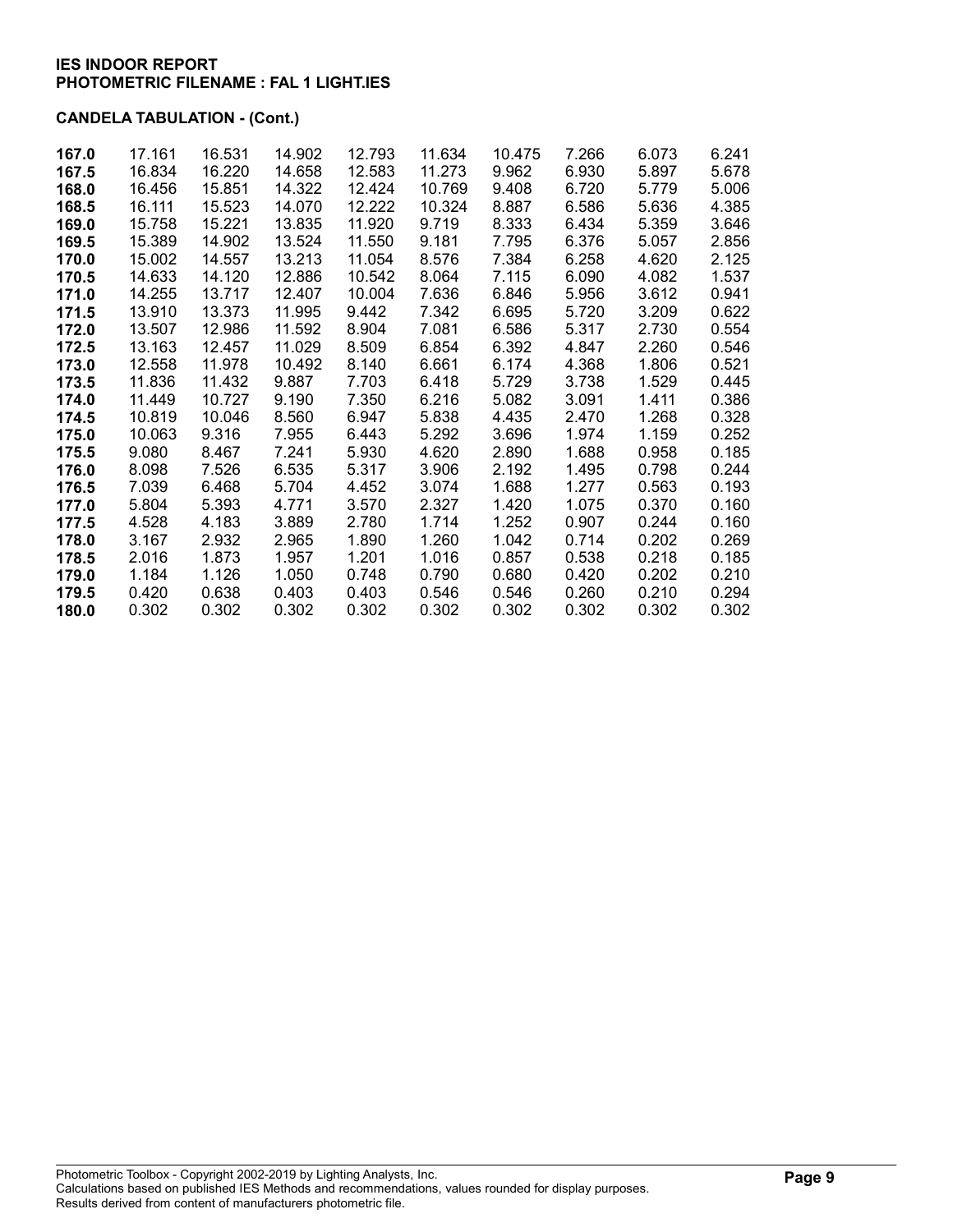**IES INDOOR REPORT**
**PHOTOMETRIC FILENAME : FAL 1 LIGHT.IES**

**CANDELA TABULATION - (Cont.)**

| | | | | | | | | | |
|---|---|---|---|---|---|---|---|---|---|
| **167.0** | 17.161 | 16.531 | 14.902 | 12.793 | 11.634 | 10.475 | 7.266 | 6.073 | 6.241 |
| **167.5** | 16.834 | 16.220 | 14.658 | 12.583 | 11.273 | 9.962 | 6.930 | 5.897 | 5.678 |
| **168.0** | 16.456 | 15.851 | 14.322 | 12.424 | 10.769 | 9.408 | 6.720 | 5.779 | 5.006 |
| **168.5** | 16.111 | 15.523 | 14.070 | 12.222 | 10.324 | 8.887 | 6.586 | 5.636 | 4.385 |
| **169.0** | 15.758 | 15.221 | 13.835 | 11.920 | 9.719 | 8.333 | 6.434 | 5.359 | 3.646 |
| **169.5** | 15.389 | 14.902 | 13.524 | 11.550 | 9.181 | 7.795 | 6.376 | 5.057 | 2.856 |
| **170.0** | 15.002 | 14.557 | 13.213 | 11.054 | 8.576 | 7.384 | 6.258 | 4.620 | 2.125 |
| **170.5** | 14.633 | 14.120 | 12.886 | 10.542 | 8.064 | 7.115 | 6.090 | 4.082 | 1.537 |
| **171.0** | 14.255 | 13.717 | 12.407 | 10.004 | 7.636 | 6.846 | 5.956 | 3.612 | 0.941 |
| **171.5** | 13.910 | 13.373 | 11.995 | 9.442 | 7.342 | 6.695 | 5.720 | 3.209 | 0.622 |
| **172.0** | 13.507 | 12.986 | 11.592 | 8.904 | 7.081 | 6.586 | 5.317 | 2.730 | 0.554 |
| **172.5** | 13.163 | 12.457 | 11.029 | 8.509 | 6.854 | 6.392 | 4.847 | 2.260 | 0.546 |
| **173.0** | 12.558 | 11.978 | 10.492 | 8.140 | 6.661 | 6.174 | 4.368 | 1.806 | 0.521 |
| **173.5** | 11.836 | 11.432 | 9.887 | 7.703 | 6.418 | 5.729 | 3.738 | 1.529 | 0.445 |
| **174.0** | 11.449 | 10.727 | 9.190 | 7.350 | 6.216 | 5.082 | 3.091 | 1.411 | 0.386 |
| **174.5** | 10.819 | 10.046 | 8.560 | 6.947 | 5.838 | 4.435 | 2.470 | 1.268 | 0.328 |
| **175.0** | 10.063 | 9.316 | 7.955 | 6.443 | 5.292 | 3.696 | 1.974 | 1.159 | 0.252 |
| **175.5** | 9.080 | 8.467 | 7.241 | 5.930 | 4.620 | 2.890 | 1.688 | 0.958 | 0.185 |
| **176.0** | 8.098 | 7.526 | 6.535 | 5.317 | 3.906 | 2.192 | 1.495 | 0.798 | 0.244 |
| **176.5** | 7.039 | 6.468 | 5.704 | 4.452 | 3.074 | 1.688 | 1.277 | 0.563 | 0.193 |
| **177.0** | 5.804 | 5.393 | 4.771 | 3.570 | 2.327 | 1.420 | 1.075 | 0.370 | 0.160 |
| **177.5** | 4.528 | 4.183 | 3.889 | 2.780 | 1.714 | 1.252 | 0.907 | 0.244 | 0.160 |
| **178.0** | 3.167 | 2.932 | 2.965 | 1.890 | 1.260 | 1.042 | 0.714 | 0.202 | 0.269 |
| **178.5** | 2.016 | 1.873 | 1.957 | 1.201 | 1.016 | 0.857 | 0.538 | 0.218 | 0.185 |
| **179.0** | 1.184 | 1.126 | 1.050 | 0.748 | 0.790 | 0.680 | 0.420 | 0.202 | 0.210 |
| **179.5** | 0.420 | 0.638 | 0.403 | 0.403 | 0.546 | 0.546 | 0.260 | 0.210 | 0.294 |
| **180.0** | 0.302 | 0.302 | 0.302 | 0.302 | 0.302 | 0.302 | 0.302 | 0.302 | 0.302 |

Photometric Toolbox - Copyright 2002-2019 by Lighting Analysts, Inc.
Calculations based on published IES Methods and recommendations, values rounded for display purposes.
Results derived from content of manufacturers photometric file.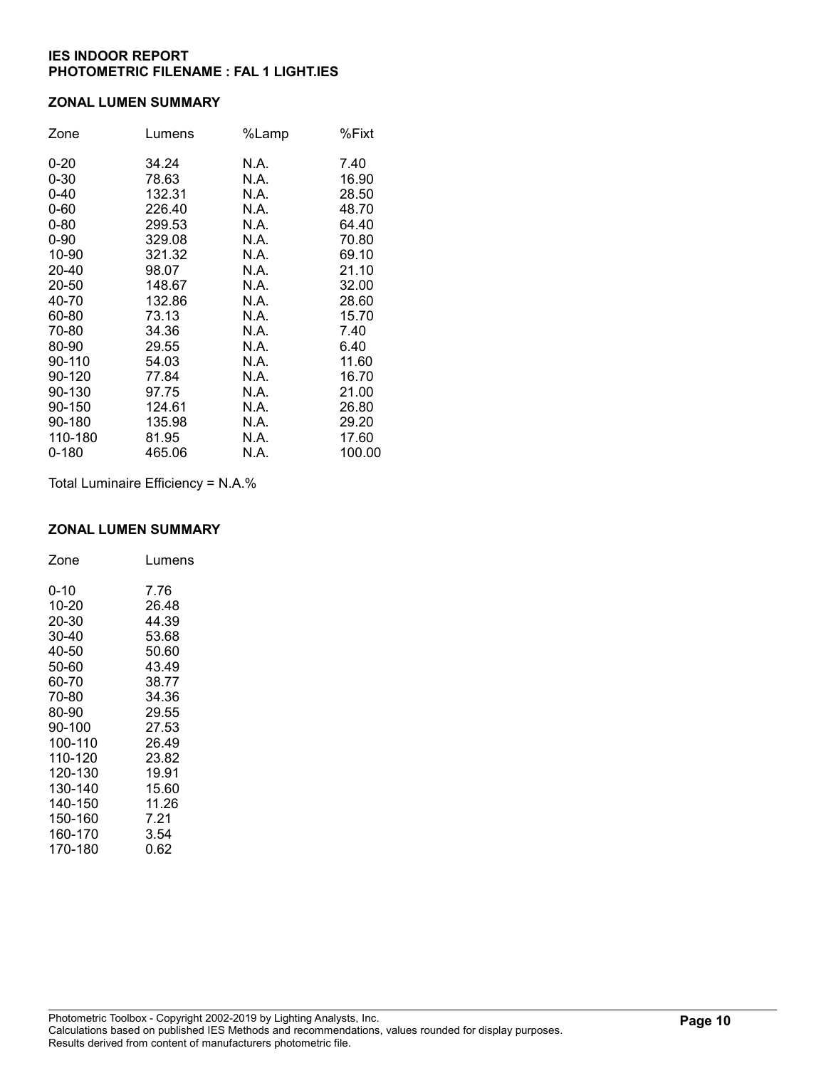**IES INDOOR REPORT**
**PHOTOMETRIC FILENAME : FAL 1 LIGHT.IES**

## ZONAL LUMEN SUMMARY

| Zone | Lumens | %Lamp | %Fixt |
|---|---|---|---|
| 0-20 | 34.24 | N.A. | 7.40 |
| 0-30 | 78.63 | N.A. | 16.90 |
| 0-40 | 132.31 | N.A. | 28.50 |
| 0-60 | 226.40 | N.A. | 48.70 |
| 0-80 | 299.53 | N.A. | 64.40 |
| 0-90 | 329.08 | N.A. | 70.80 |
| 10-90 | 321.32 | N.A. | 69.10 |
| 20-40 | 98.07 | N.A. | 21.10 |
| 20-50 | 148.67 | N.A. | 32.00 |
| 40-70 | 132.86 | N.A. | 28.60 |
| 60-80 | 73.13 | N.A. | 15.70 |
| 70-80 | 34.36 | N.A. | 7.40 |
| 80-90 | 29.55 | N.A. | 6.40 |
| 90-110 | 54.03 | N.A. | 11.60 |
| 90-120 | 77.84 | N.A. | 16.70 |
| 90-130 | 97.75 | N.A. | 21.00 |
| 90-150 | 124.61 | N.A. | 26.80 |
| 90-180 | 135.98 | N.A. | 29.20 |
| 110-180 | 81.95 | N.A. | 17.60 |
| 0-180 | 465.06 | N.A. | 100.00 |

Total Luminaire Efficiency = N.A.%

## ZONAL LUMEN SUMMARY

| Zone | Lumens |
|---|---|
| 0-10 | 7.76 |
| 10-20 | 26.48 |
| 20-30 | 44.39 |
| 30-40 | 53.68 |
| 40-50 | 50.60 |
| 50-60 | 43.49 |
| 60-70 | 38.77 |
| 70-80 | 34.36 |
| 80-90 | 29.55 |
| 90-100 | 27.53 |
| 100-110 | 26.49 |
| 110-120 | 23.82 |
| 120-130 | 19.91 |
| 130-140 | 15.60 |
| 140-150 | 11.26 |
| 150-160 | 7.21 |
| 160-170 | 3.54 |
| 170-180 | 0.62 |

Photometric Toolbox - Copyright 2002-2019 by Lighting Analysts, Inc.
Calculations based on published IES Methods and recommendations, values rounded for display purposes.
Results derived from content of manufacturers photometric file.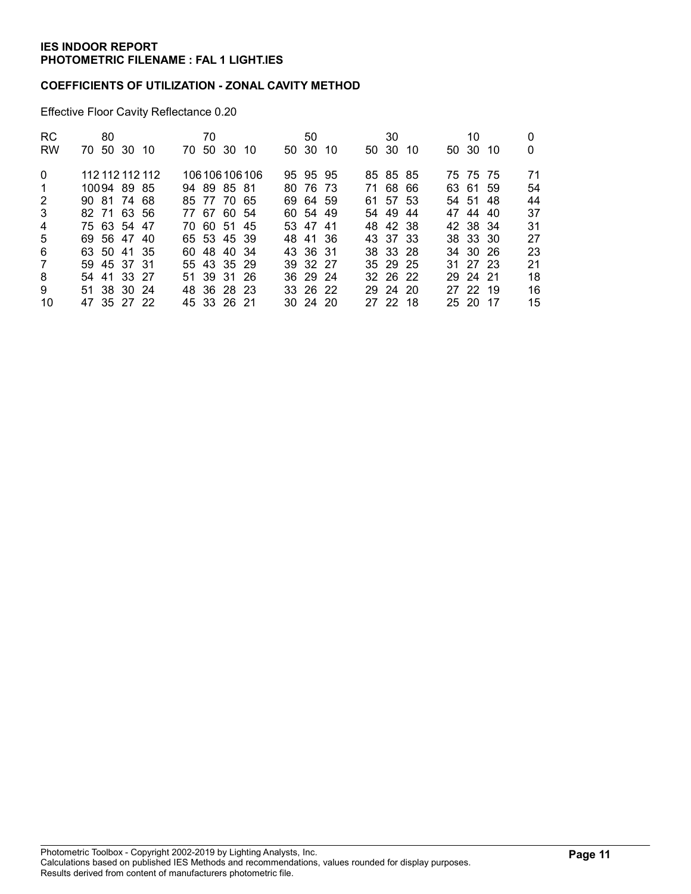**IES INDOOR REPORT**
**PHOTOMETRIC FILENAME : FAL 1 LIGHT.IES**

**COEFFICIENTS OF UTILIZATION - ZONAL CAVITY METHOD**

Effective Floor Cavity Reflectance 0.20

| RC | 80 | | | | 70 | | | | 50 | | | 30 | | | 10 | | | 0 |
|---|---|---|---|---|---|---|---|---|---|---|---|---|---|---|---|---|---|---|
| RW | 70 | 50 | 30 | 10 | 70 | 50 | 30 | 10 | 50 | 30 | 10 | 50 | 30 | 10 | 50 | 30 | 10 | 0 |
| 0 | 112 | 112 | 112 | 112 | 106 | 106 | 106 | 106 | 95 | 95 | 95 | 85 | 85 | 85 | 75 | 75 | 75 | 71 |
| 1 | 100 | 94 | 89 | 85 | 94 | 89 | 85 | 81 | 80 | 76 | 73 | 71 | 68 | 66 | 63 | 61 | 59 | 54 |
| 2 | 90 | 81 | 74 | 68 | 85 | 77 | 70 | 65 | 69 | 64 | 59 | 61 | 57 | 53 | 54 | 51 | 48 | 44 |
| 3 | 82 | 71 | 63 | 56 | 77 | 67 | 60 | 54 | 60 | 54 | 49 | 54 | 49 | 44 | 47 | 44 | 40 | 37 |
| 4 | 75 | 63 | 54 | 47 | 70 | 60 | 51 | 45 | 53 | 47 | 41 | 48 | 42 | 38 | 42 | 38 | 34 | 31 |
| 5 | 69 | 56 | 47 | 40 | 65 | 53 | 45 | 39 | 48 | 41 | 36 | 43 | 37 | 33 | 38 | 33 | 30 | 27 |
| 6 | 63 | 50 | 41 | 35 | 60 | 48 | 40 | 34 | 43 | 36 | 31 | 38 | 33 | 28 | 34 | 30 | 26 | 23 |
| 7 | 59 | 45 | 37 | 31 | 55 | 43 | 35 | 29 | 39 | 32 | 27 | 35 | 29 | 25 | 31 | 27 | 23 | 21 |
| 8 | 54 | 41 | 33 | 27 | 51 | 39 | 31 | 26 | 36 | 29 | 24 | 32 | 26 | 22 | 29 | 24 | 21 | 18 |
| 9 | 51 | 38 | 30 | 24 | 48 | 36 | 28 | 23 | 33 | 26 | 22 | 29 | 24 | 20 | 27 | 22 | 19 | 16 |
| 10 | 47 | 35 | 27 | 22 | 45 | 33 | 26 | 21 | 30 | 24 | 20 | 27 | 22 | 18 | 25 | 20 | 17 | 15 |

Photometric Toolbox - Copyright 2002-2019 by Lighting Analysts, Inc.
Calculations based on published IES Methods and recommendations, values rounded for display purposes.
Results derived from content of manufacturers photometric file.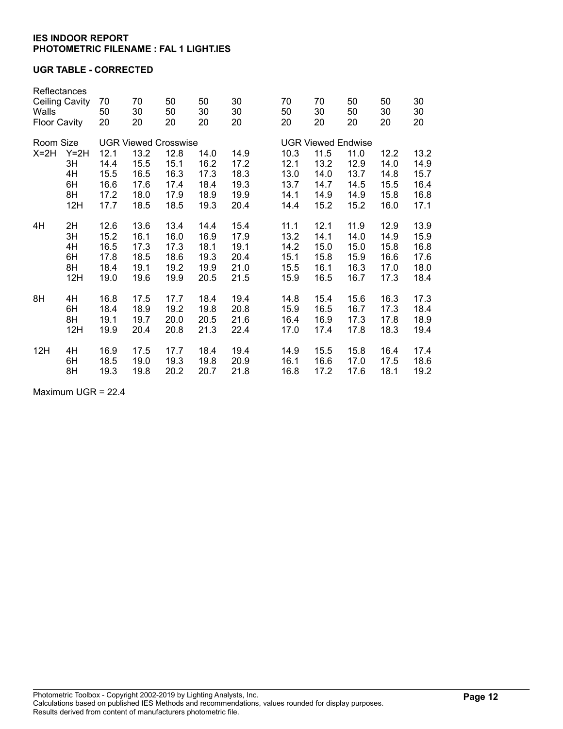**IES INDOOR REPORT**
**PHOTOMETRIC FILENAME : FAL 1 LIGHT.IES**

**UGR TABLE - CORRECTED**

| Reflectances | | | | | | | | | | | |
|---|---|---|---|---|---|---|---|---|---|---|---|
| Ceiling Cavity | | 70 | 70 | 50 | 50 | 30 | 70 | 70 | 50 | 50 | 30 |
| Walls | | 50 | 30 | 50 | 30 | 30 | 50 | 30 | 50 | 30 | 30 |
| Floor Cavity | | 20 | 20 | 20 | 20 | 20 | 20 | 20 | 20 | 20 | 20 |
| Room Size | | UGR Viewed Crosswise | | | | | UGR Viewed Endwise | | | | |
| X=2H | Y=2H | 12.1 | 13.2 | 12.8 | 14.0 | 14.9 | 10.3 | 11.5 | 11.0 | 12.2 | 13.2 |
| | 3H | 14.4 | 15.5 | 15.1 | 16.2 | 17.2 | 12.1 | 13.2 | 12.9 | 14.0 | 14.9 |
| | 4H | 15.5 | 16.5 | 16.3 | 17.3 | 18.3 | 13.0 | 14.0 | 13.7 | 14.8 | 15.7 |
| | 6H | 16.6 | 17.6 | 17.4 | 18.4 | 19.3 | 13.7 | 14.7 | 14.5 | 15.5 | 16.4 |
| | 8H | 17.2 | 18.0 | 17.9 | 18.9 | 19.9 | 14.1 | 14.9 | 14.9 | 15.8 | 16.8 |
| | 12H | 17.7 | 18.5 | 18.5 | 19.3 | 20.4 | 14.4 | 15.2 | 15.2 | 16.0 | 17.1 |
| 4H | 2H | 12.6 | 13.6 | 13.4 | 14.4 | 15.4 | 11.1 | 12.1 | 11.9 | 12.9 | 13.9 |
| | 3H | 15.2 | 16.1 | 16.0 | 16.9 | 17.9 | 13.2 | 14.1 | 14.0 | 14.9 | 15.9 |
| | 4H | 16.5 | 17.3 | 17.3 | 18.1 | 19.1 | 14.2 | 15.0 | 15.0 | 15.8 | 16.8 |
| | 6H | 17.8 | 18.5 | 18.6 | 19.3 | 20.4 | 15.1 | 15.8 | 15.9 | 16.6 | 17.6 |
| | 8H | 18.4 | 19.1 | 19.2 | 19.9 | 21.0 | 15.5 | 16.1 | 16.3 | 17.0 | 18.0 |
| | 12H | 19.0 | 19.6 | 19.9 | 20.5 | 21.5 | 15.9 | 16.5 | 16.7 | 17.3 | 18.4 |
| 8H | 4H | 16.8 | 17.5 | 17.7 | 18.4 | 19.4 | 14.8 | 15.4 | 15.6 | 16.3 | 17.3 |
| | 6H | 18.4 | 18.9 | 19.2 | 19.8 | 20.8 | 15.9 | 16.5 | 16.7 | 17.3 | 18.4 |
| | 8H | 19.1 | 19.7 | 20.0 | 20.5 | 21.6 | 16.4 | 16.9 | 17.3 | 17.8 | 18.9 |
| | 12H | 19.9 | 20.4 | 20.8 | 21.3 | 22.4 | 17.0 | 17.4 | 17.8 | 18.3 | 19.4 |
| 12H | 4H | 16.9 | 17.5 | 17.7 | 18.4 | 19.4 | 14.9 | 15.5 | 15.8 | 16.4 | 17.4 |
| | 6H | 18.5 | 19.0 | 19.3 | 19.8 | 20.9 | 16.1 | 16.6 | 17.0 | 17.5 | 18.6 |
| | 8H | 19.3 | 19.8 | 20.2 | 20.7 | 21.8 | 16.8 | 17.2 | 17.6 | 18.1 | 19.2 |

Maximum UGR = 22.4

Photometric Toolbox - Copyright 2002-2019 by Lighting Analysts, Inc.
Calculations based on published IES Methods and recommendations, values rounded for display purposes.
Results derived from content of manufacturers photometric file.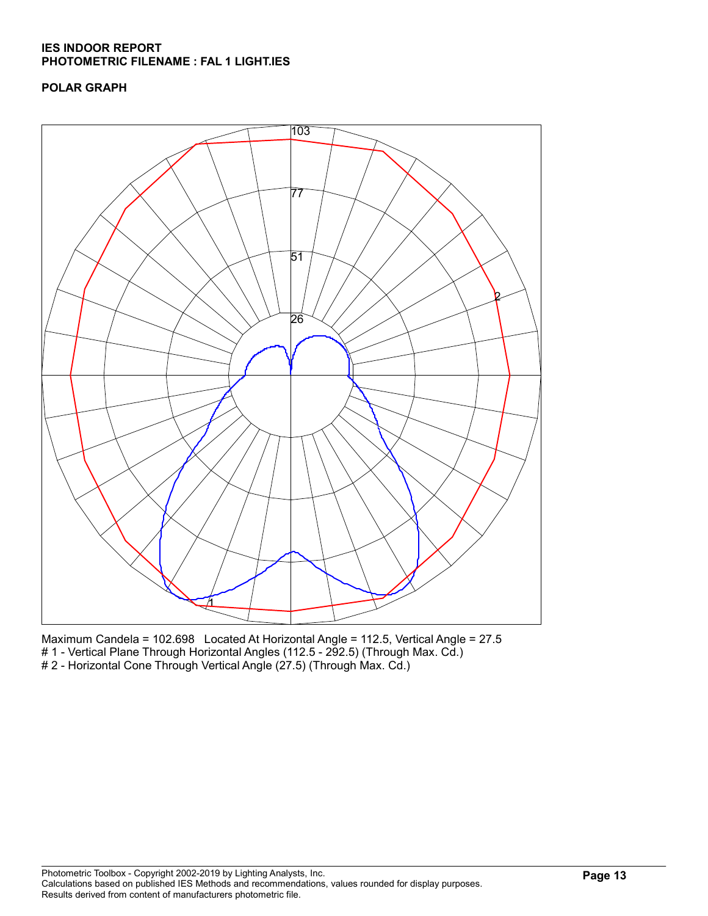**IES INDOOR REPORT**
**PHOTOMETRIC FILENAME : FAL 1 LIGHT.IES**

**POLAR GRAPH**

103

77

51

26

2

1

Maximum Candela = 102.698 Located At Horizontal Angle = 112.5, Vertical Angle = 27.5
# 1 - Vertical Plane Through Horizontal Angles (112.5 - 292.5) (Through Max. Cd.)
# 2 - Horizontal Cone Through Vertical Angle (27.5) (Through Max. Cd.)

Photometric Toolbox - Copyright 2002-2019 by Lighting Analysts, Inc.
Calculations based on published IES Methods and recommendations, values rounded for display purposes.
Results derived from content of manufacturers photometric file.